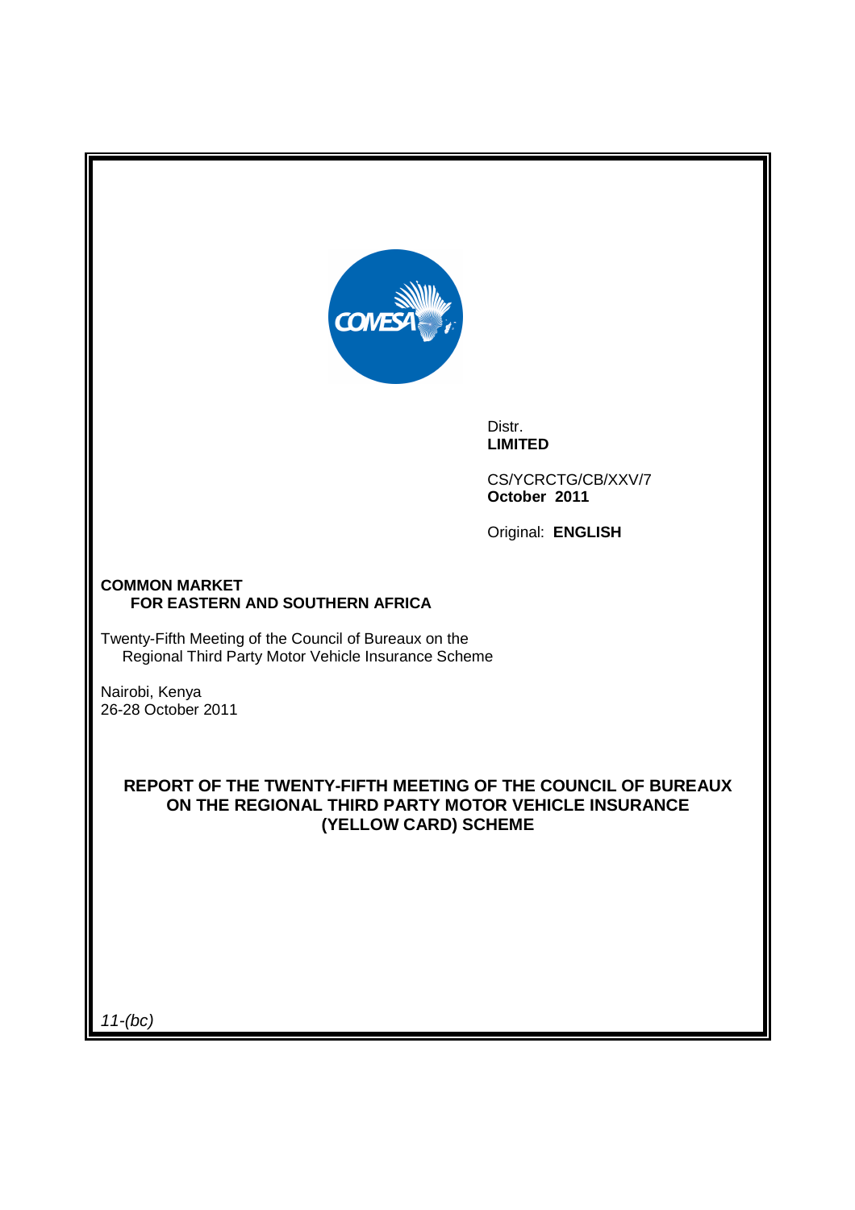Distr.
**LIMITED**

CS/YCRCTG/CB/XXV/7
**October 2011**

Original: **ENGLISH**

**COMMON MARKET**
**FOR EASTERN AND SOUTHERN AFRICA**

Twenty-Fifth Meeting of the Council of Bureaux on the
Regional Third Party Motor Vehicle Insurance Scheme

Nairobi, Kenya
26-28 October 2011

# REPORT OF THE TWENTY-FIFTH MEETING OF THE COUNCIL OF BUREAUX ON THE REGIONAL THIRD PARTY MOTOR VEHICLE INSURANCE (YELLOW CARD) SCHEME

*11-(bc)*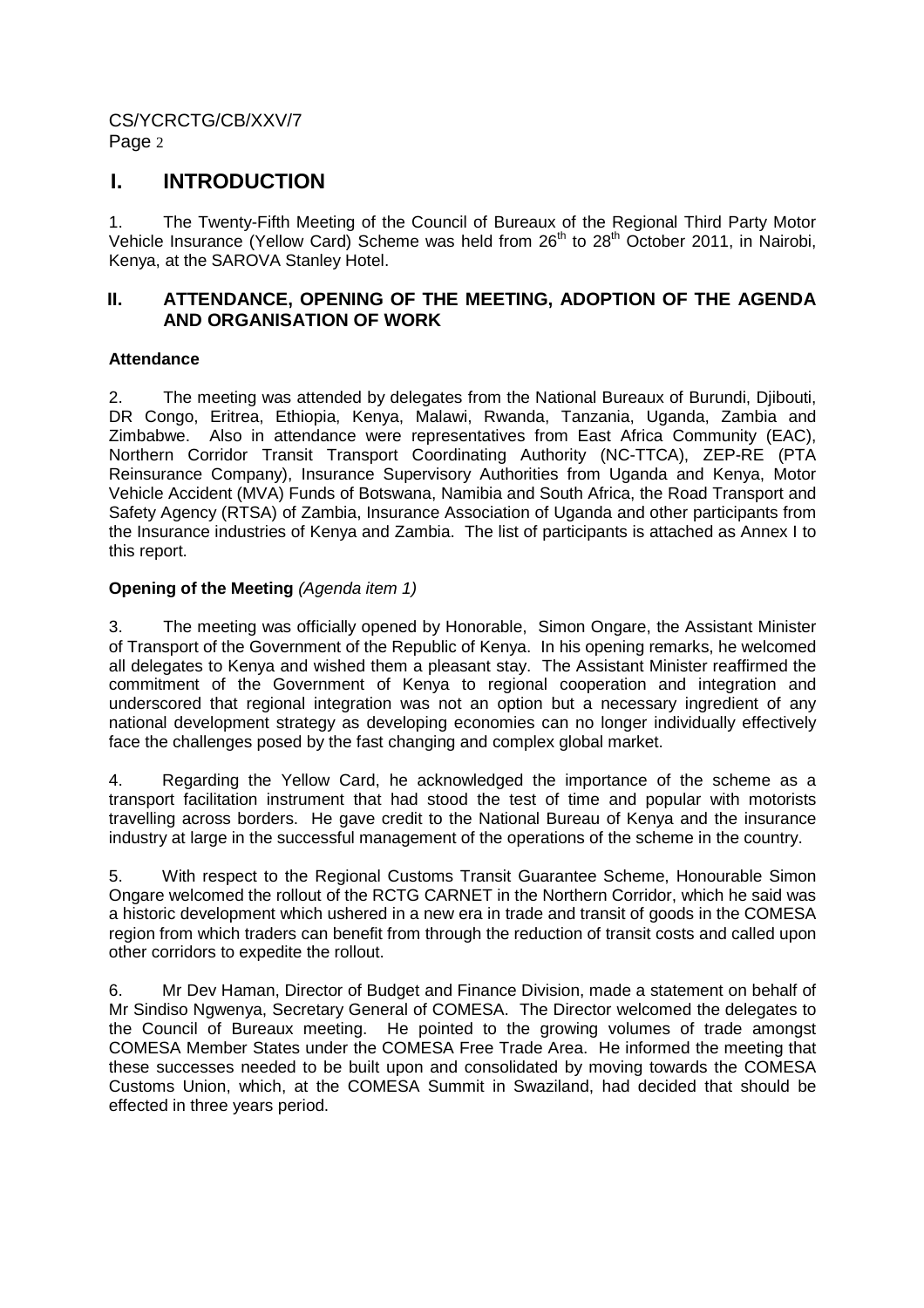# I. INTRODUCTION

1. The Twenty-Fifth Meeting of the Council of Bureaux of the Regional Third Party Motor Vehicle Insurance (Yellow Card) Scheme was held from 26th to 28th October 2011, in Nairobi, Kenya, at the SAROVA Stanley Hotel.

# II. ATTENDANCE, OPENING OF THE MEETING, ADOPTION OF THE AGENDA AND ORGANISATION OF WORK

### Attendance

2. The meeting was attended by delegates from the National Bureaux of Burundi, Djibouti, DR Congo, Eritrea, Ethiopia, Kenya, Malawi, Rwanda, Tanzania, Uganda, Zambia and Zimbabwe. Also in attendance were representatives from East Africa Community (EAC), Northern Corridor Transit Transport Coordinating Authority (NC-TTCA), ZEP-RE (PTA Reinsurance Company), Insurance Supervisory Authorities from Uganda and Kenya, Motor Vehicle Accident (MVA) Funds of Botswana, Namibia and South Africa, the Road Transport and Safety Agency (RTSA) of Zambia, Insurance Association of Uganda and other participants from the Insurance industries of Kenya and Zambia. The list of participants is attached as Annex I to this report.

### Opening of the Meeting *(Agenda item 1)*

3. The meeting was officially opened by Honorable, Simon Ongare, the Assistant Minister of Transport of the Government of the Republic of Kenya. In his opening remarks, he welcomed all delegates to Kenya and wished them a pleasant stay. The Assistant Minister reaffirmed the commitment of the Government of Kenya to regional cooperation and integration and underscored that regional integration was not an option but a necessary ingredient of any national development strategy as developing economies can no longer individually effectively face the challenges posed by the fast changing and complex global market.

4. Regarding the Yellow Card, he acknowledged the importance of the scheme as a transport facilitation instrument that had stood the test of time and popular with motorists travelling across borders. He gave credit to the National Bureau of Kenya and the insurance industry at large in the successful management of the operations of the scheme in the country.

5. With respect to the Regional Customs Transit Guarantee Scheme, Honourable Simon Ongare welcomed the rollout of the RCTG CARNET in the Northern Corridor, which he said was a historic development which ushered in a new era in trade and transit of goods in the COMESA region from which traders can benefit from through the reduction of transit costs and called upon other corridors to expedite the rollout.

6. Mr Dev Haman, Director of Budget and Finance Division, made a statement on behalf of Mr Sindiso Ngwenya, Secretary General of COMESA. The Director welcomed the delegates to the Council of Bureaux meeting. He pointed to the growing volumes of trade amongst COMESA Member States under the COMESA Free Trade Area. He informed the meeting that these successes needed to be built upon and consolidated by moving towards the COMESA Customs Union, which, at the COMESA Summit in Swaziland, had decided that should be effected in three years period.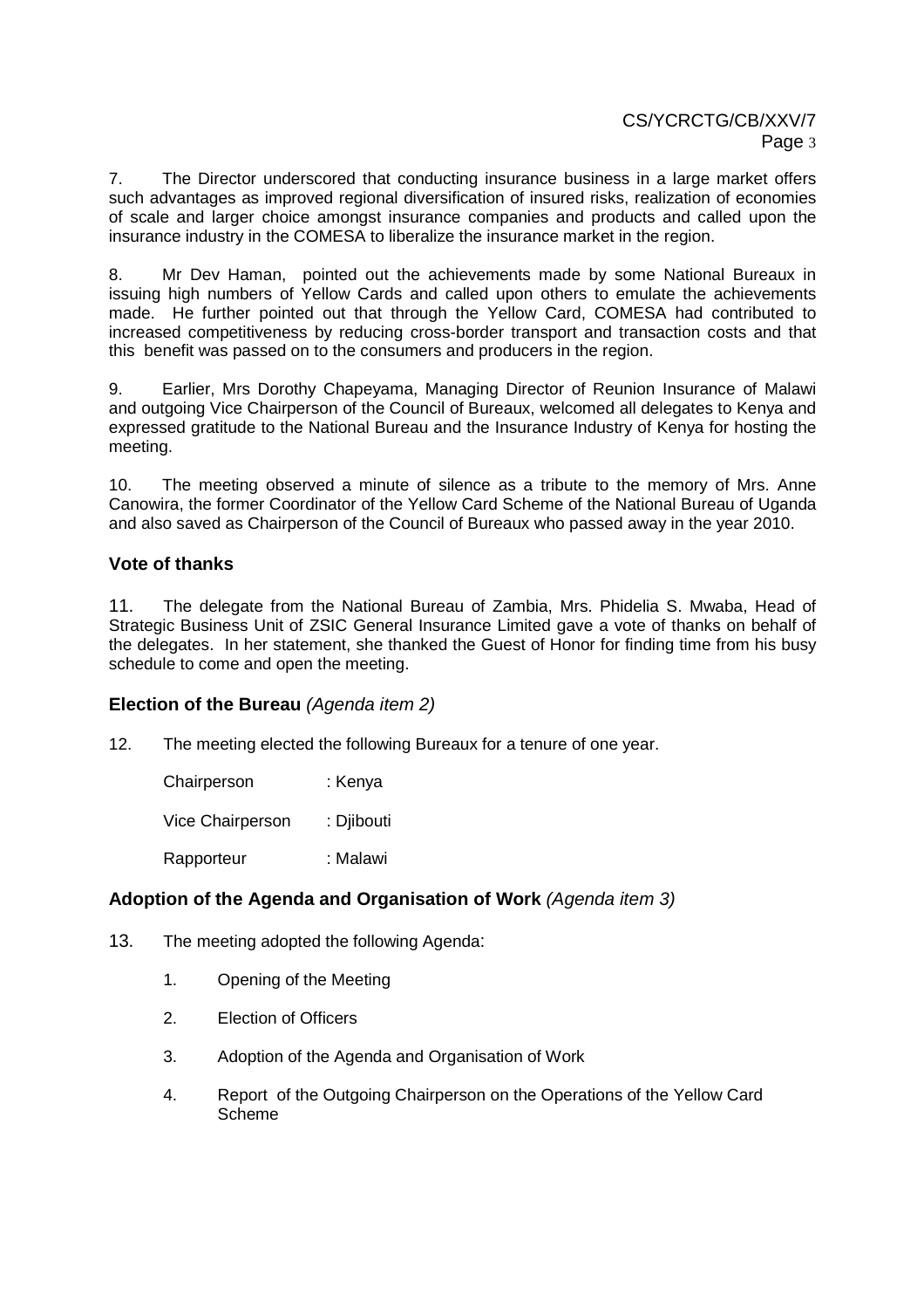7. The Director underscored that conducting insurance business in a large market offers such advantages as improved regional diversification of insured risks, realization of economies of scale and larger choice amongst insurance companies and products and called upon the insurance industry in the COMESA to liberalize the insurance market in the region.

8. Mr Dev Haman, pointed out the achievements made by some National Bureaux in issuing high numbers of Yellow Cards and called upon others to emulate the achievements made. He further pointed out that through the Yellow Card, COMESA had contributed to increased competitiveness by reducing cross-border transport and transaction costs and that this benefit was passed on to the consumers and producers in the region.

9. Earlier, Mrs Dorothy Chapeyama, Managing Director of Reunion Insurance of Malawi and outgoing Vice Chairperson of the Council of Bureaux, welcomed all delegates to Kenya and expressed gratitude to the National Bureau and the Insurance Industry of Kenya for hosting the meeting.

10. The meeting observed a minute of silence as a tribute to the memory of Mrs. Anne Canowira, the former Coordinator of the Yellow Card Scheme of the National Bureau of Uganda and also saved as Chairperson of the Council of Bureaux who passed away in the year 2010.

### Vote of thanks

11. The delegate from the National Bureau of Zambia, Mrs. Phidelia S. Mwaba, Head of Strategic Business Unit of ZSIC General Insurance Limited gave a vote of thanks on behalf of the delegates. In her statement, she thanked the Guest of Honor for finding time from his busy schedule to come and open the meeting.

### Election of the Bureau *(Agenda item 2)*

12. The meeting elected the following Bureaux for a tenure of one year.

Chairperson : Kenya

Vice Chairperson : Djibouti

Rapporteur : Malawi

### Adoption of the Agenda and Organisation of Work *(Agenda item 3)*

13. The meeting adopted the following Agenda:

1. Opening of the Meeting
2. Election of Officers
3. Adoption of the Agenda and Organisation of Work
4. Report of the Outgoing Chairperson on the Operations of the Yellow Card Scheme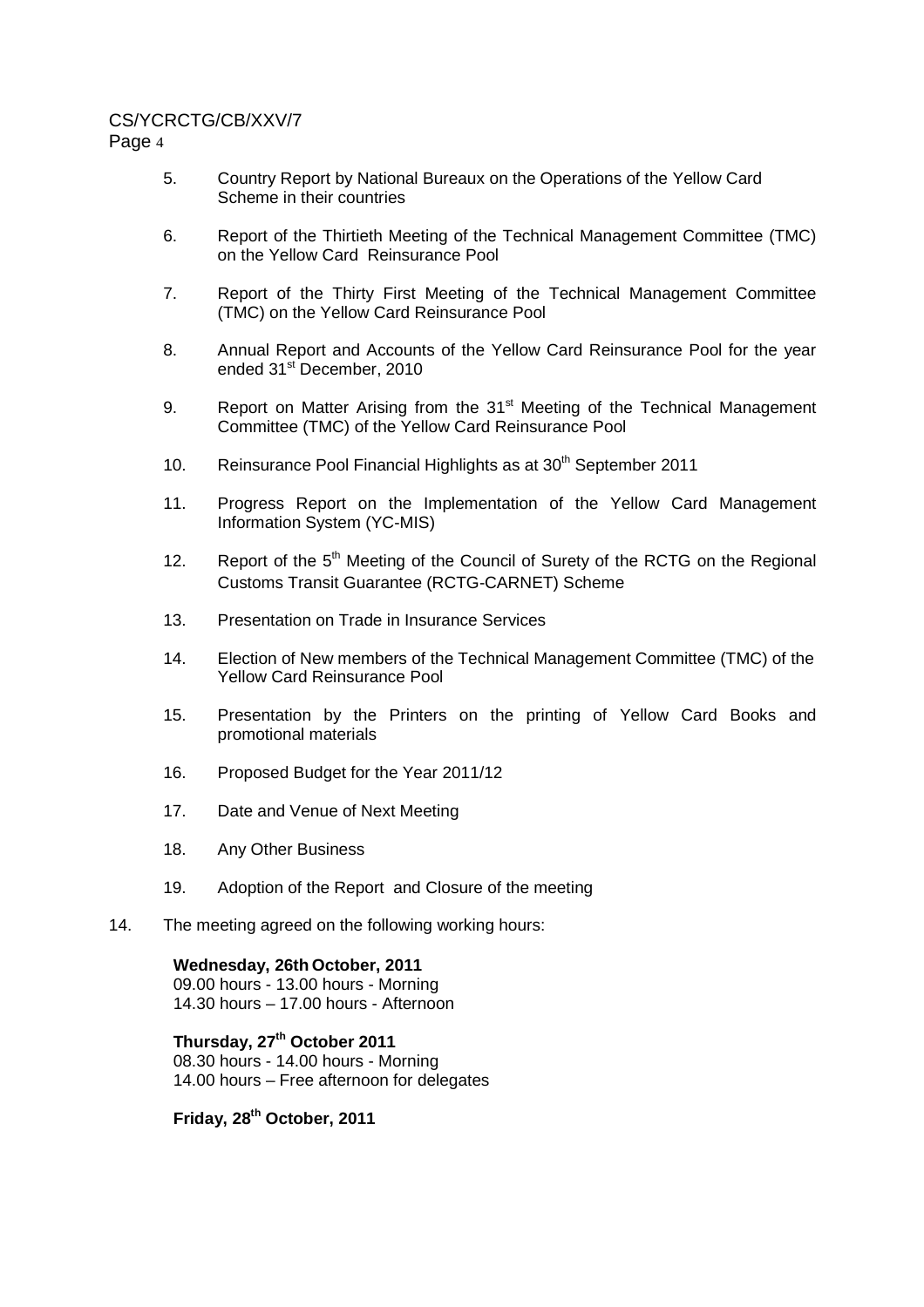5. Country Report by National Bureaux on the Operations of the Yellow Card Scheme in their countries

6. Report of the Thirtieth Meeting of the Technical Management Committee (TMC) on the Yellow Card Reinsurance Pool

7. Report of the Thirty First Meeting of the Technical Management Committee (TMC) on the Yellow Card Reinsurance Pool

8. Annual Report and Accounts of the Yellow Card Reinsurance Pool for the year ended 31st December, 2010

9. Report on Matter Arising from the 31st Meeting of the Technical Management Committee (TMC) of the Yellow Card Reinsurance Pool

10. Reinsurance Pool Financial Highlights as at 30th September 2011

11. Progress Report on the Implementation of the Yellow Card Management Information System (YC-MIS)

12. Report of the 5th Meeting of the Council of Surety of the RCTG on the Regional Customs Transit Guarantee (RCTG-CARNET) Scheme

13. Presentation on Trade in Insurance Services

14. Election of New members of the Technical Management Committee (TMC) of the Yellow Card Reinsurance Pool

15. Presentation by the Printers on the printing of Yellow Card Books and promotional materials

16. Proposed Budget for the Year 2011/12

17. Date and Venue of Next Meeting

18. Any Other Business

19. Adoption of the Report and Closure of the meeting

14. The meeting agreed on the following working hours:

**Wednesday, 26th October, 2011**
09.00 hours - 13.00 hours - Morning
14.30 hours – 17.00 hours - Afternoon

**Thursday, 27th October 2011**
08.30 hours - 14.00 hours - Morning
14.00 hours – Free afternoon for delegates

**Friday, 28th October, 2011**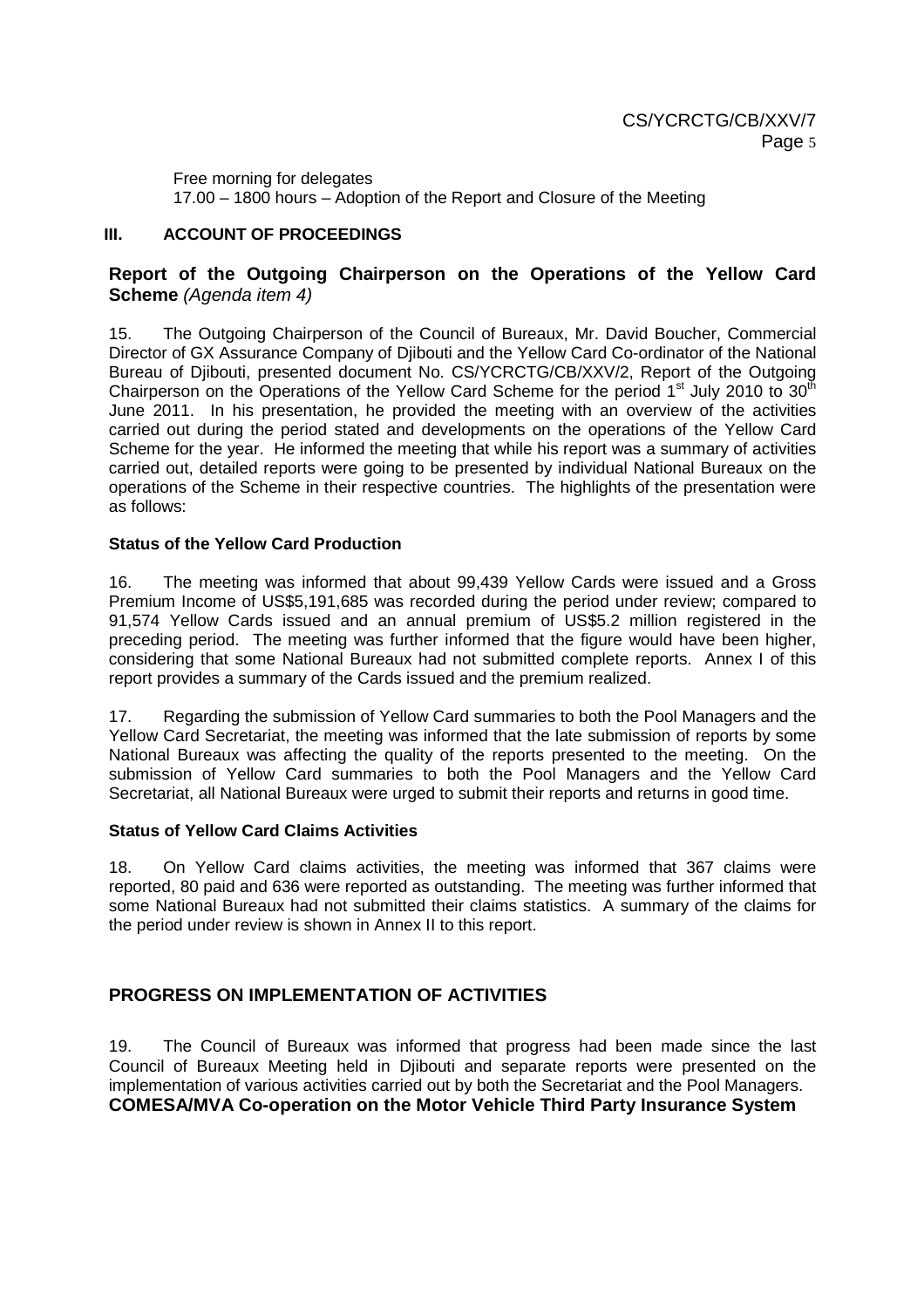Free morning for delegates
17.00 – 1800 hours – Adoption of the Report and Closure of the Meeting

## III. ACCOUNT OF PROCEEDINGS

### Report of the Outgoing Chairperson on the Operations of the Yellow Card Scheme *(Agenda item 4)*

15. The Outgoing Chairperson of the Council of Bureaux, Mr. David Boucher, Commercial Director of GX Assurance Company of Djibouti and the Yellow Card Co-ordinator of the National Bureau of Djibouti, presented document No. CS/YCRCTG/CB/XXV/2, Report of the Outgoing Chairperson on the Operations of the Yellow Card Scheme for the period 1st July 2010 to 30th June 2011. In his presentation, he provided the meeting with an overview of the activities carried out during the period stated and developments on the operations of the Yellow Card Scheme for the year. He informed the meeting that while his report was a summary of activities carried out, detailed reports were going to be presented by individual National Bureaux on the operations of the Scheme in their respective countries. The highlights of the presentation were as follows:

#### Status of the Yellow Card Production

16. The meeting was informed that about 99,439 Yellow Cards were issued and a Gross Premium Income of US$5,191,685 was recorded during the period under review; compared to 91,574 Yellow Cards issued and an annual premium of US$5.2 million registered in the preceding period. The meeting was further informed that the figure would have been higher, considering that some National Bureaux had not submitted complete reports. Annex I of this report provides a summary of the Cards issued and the premium realized.

17. Regarding the submission of Yellow Card summaries to both the Pool Managers and the Yellow Card Secretariat, the meeting was informed that the late submission of reports by some National Bureaux was affecting the quality of the reports presented to the meeting. On the submission of Yellow Card summaries to both the Pool Managers and the Yellow Card Secretariat, all National Bureaux were urged to submit their reports and returns in good time.

#### Status of Yellow Card Claims Activities

18. On Yellow Card claims activities, the meeting was informed that 367 claims were reported, 80 paid and 636 were reported as outstanding. The meeting was further informed that some National Bureaux had not submitted their claims statistics. A summary of the claims for the period under review is shown in Annex II to this report.

## PROGRESS ON IMPLEMENTATION OF ACTIVITIES

19. The Council of Bureaux was informed that progress had been made since the last Council of Bureaux Meeting held in Djibouti and separate reports were presented on the implementation of various activities carried out by both the Secretariat and the Pool Managers.

### COMESA/MVA Co-operation on the Motor Vehicle Third Party Insurance System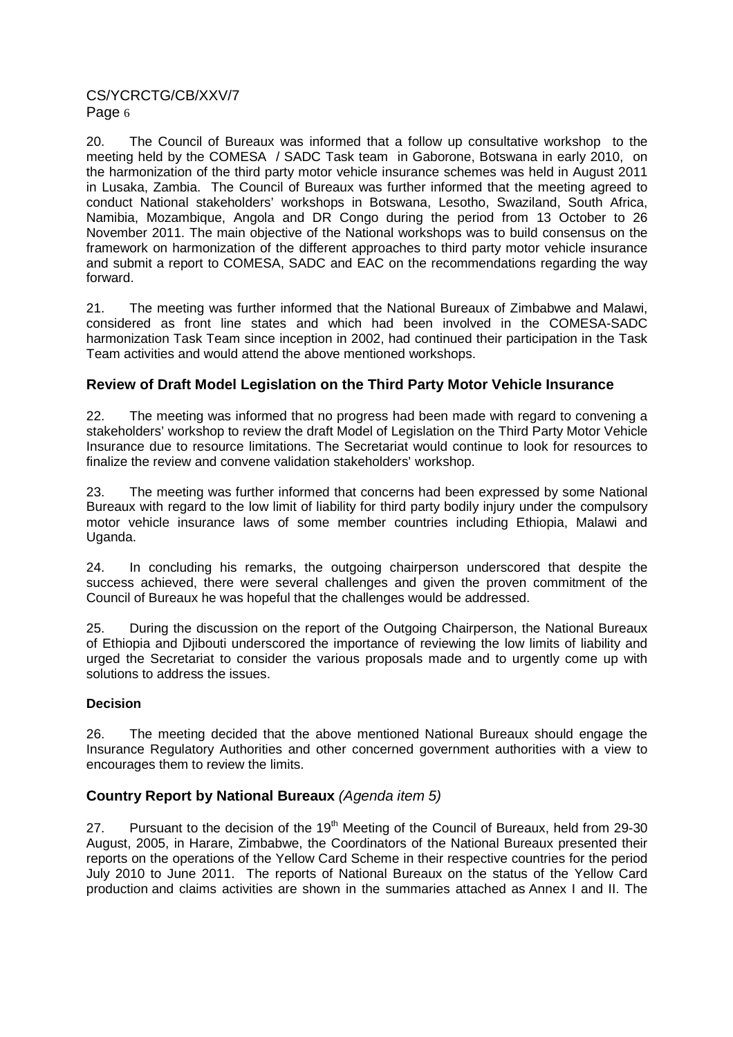20. The Council of Bureaux was informed that a follow up consultative workshop to the meeting held by the COMESA / SADC Task team in Gaborone, Botswana in early 2010, on the harmonization of the third party motor vehicle insurance schemes was held in August 2011 in Lusaka, Zambia. The Council of Bureaux was further informed that the meeting agreed to conduct National stakeholders' workshops in Botswana, Lesotho, Swaziland, South Africa, Namibia, Mozambique, Angola and DR Congo during the period from 13 October to 26 November 2011. The main objective of the National workshops was to build consensus on the framework on harmonization of the different approaches to third party motor vehicle insurance and submit a report to COMESA, SADC and EAC on the recommendations regarding the way forward.

21. The meeting was further informed that the National Bureaux of Zimbabwe and Malawi, considered as front line states and which had been involved in the COMESA-SADC harmonization Task Team since inception in 2002, had continued their participation in the Task Team activities and would attend the above mentioned workshops.

## Review of Draft Model Legislation on the Third Party Motor Vehicle Insurance

22. The meeting was informed that no progress had been made with regard to convening a stakeholders' workshop to review the draft Model of Legislation on the Third Party Motor Vehicle Insurance due to resource limitations. The Secretariat would continue to look for resources to finalize the review and convene validation stakeholders' workshop.

23. The meeting was further informed that concerns had been expressed by some National Bureaux with regard to the low limit of liability for third party bodily injury under the compulsory motor vehicle insurance laws of some member countries including Ethiopia, Malawi and Uganda.

24. In concluding his remarks, the outgoing chairperson underscored that despite the success achieved, there were several challenges and given the proven commitment of the Council of Bureaux he was hopeful that the challenges would be addressed.

25. During the discussion on the report of the Outgoing Chairperson, the National Bureaux of Ethiopia and Djibouti underscored the importance of reviewing the low limits of liability and urged the Secretariat to consider the various proposals made and to urgently come up with solutions to address the issues.

**Decision**

26. The meeting decided that the above mentioned National Bureaux should engage the Insurance Regulatory Authorities and other concerned government authorities with a view to encourages them to review the limits.

## Country Report by National Bureaux *(Agenda item 5)*

27. Pursuant to the decision of the 19th Meeting of the Council of Bureaux, held from 29-30 August, 2005, in Harare, Zimbabwe, the Coordinators of the National Bureaux presented their reports on the operations of the Yellow Card Scheme in their respective countries for the period July 2010 to June 2011. The reports of National Bureaux on the status of the Yellow Card production and claims activities are shown in the summaries attached as Annex I and II. The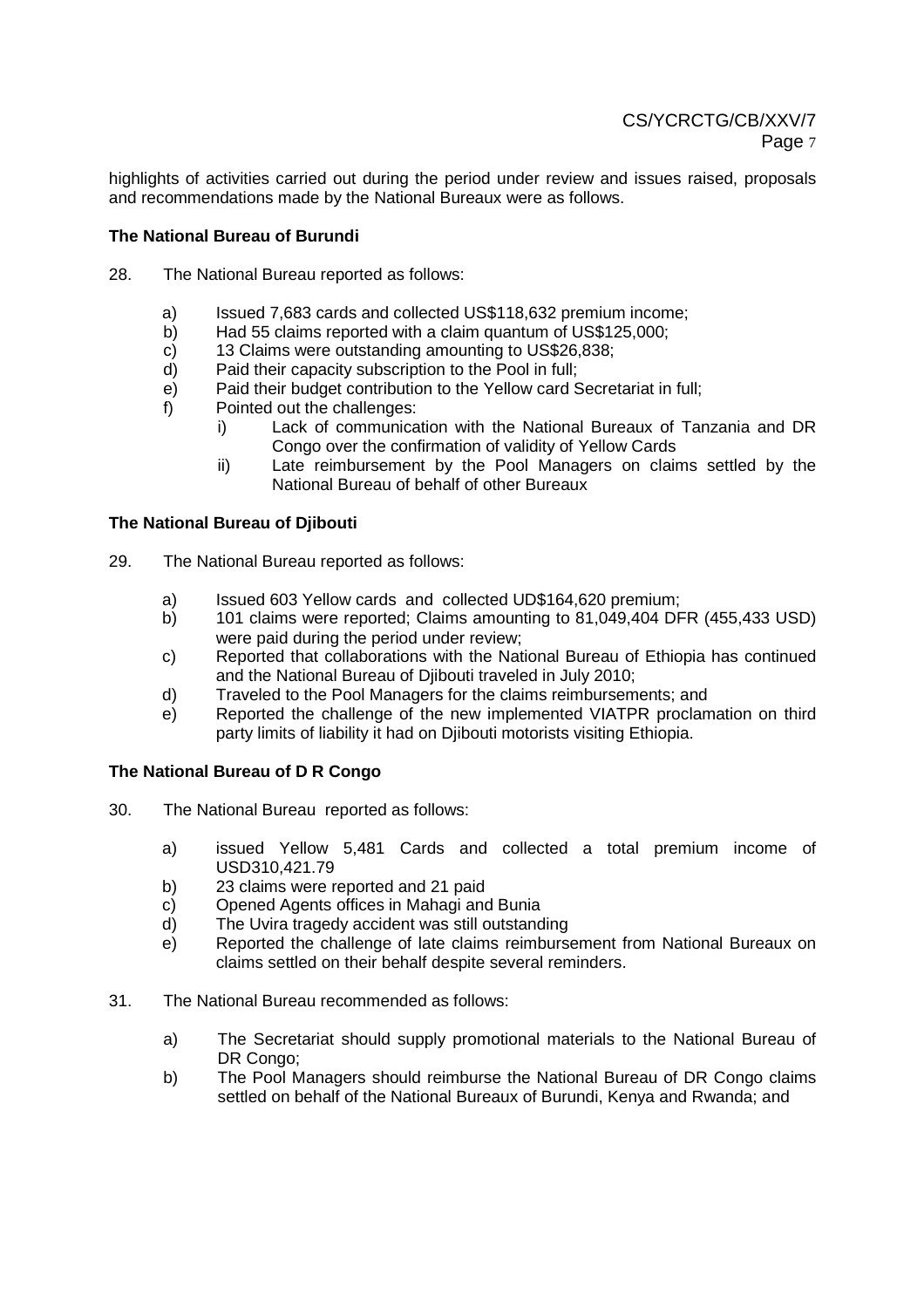highlights of activities carried out during the period under review and issues raised, proposals and recommendations made by the National Bureaux were as follows.

**The National Bureau of Burundi**

28. The National Bureau reported as follows:

  a) Issued 7,683 cards and collected US$118,632 premium income;
  b) Had 55 claims reported with a claim quantum of US$125,000;
  c) 13 Claims were outstanding amounting to US$26,838;
  d) Paid their capacity subscription to the Pool in full;
  e) Paid their budget contribution to the Yellow card Secretariat in full;
  f) Pointed out the challenges:
     i) Lack of communication with the National Bureaux of Tanzania and DR Congo over the confirmation of validity of Yellow Cards
     ii) Late reimbursement by the Pool Managers on claims settled by the National Bureau of behalf of other Bureaux

**The National Bureau of Djibouti**

29. The National Bureau reported as follows:

  a) Issued 603 Yellow cards and collected UD$164,620 premium;
  b) 101 claims were reported; Claims amounting to 81,049,404 DFR (455,433 USD) were paid during the period under review;
  c) Reported that collaborations with the National Bureau of Ethiopia has continued and the National Bureau of Djibouti traveled in July 2010;
  d) Traveled to the Pool Managers for the claims reimbursements; and
  e) Reported the challenge of the new implemented VIATPR proclamation on third party limits of liability it had on Djibouti motorists visiting Ethiopia.

**The National Bureau of D R Congo**

30. The National Bureau reported as follows:

  a) issued Yellow 5,481 Cards and collected a total premium income of USD310,421.79
  b) 23 claims were reported and 21 paid
  c) Opened Agents offices in Mahagi and Bunia
  d) The Uvira tragedy accident was still outstanding
  e) Reported the challenge of late claims reimbursement from National Bureaux on claims settled on their behalf despite several reminders.

31. The National Bureau recommended as follows:

  a) The Secretariat should supply promotional materials to the National Bureau of DR Congo;
  b) The Pool Managers should reimburse the National Bureau of DR Congo claims settled on behalf of the National Bureaux of Burundi, Kenya and Rwanda; and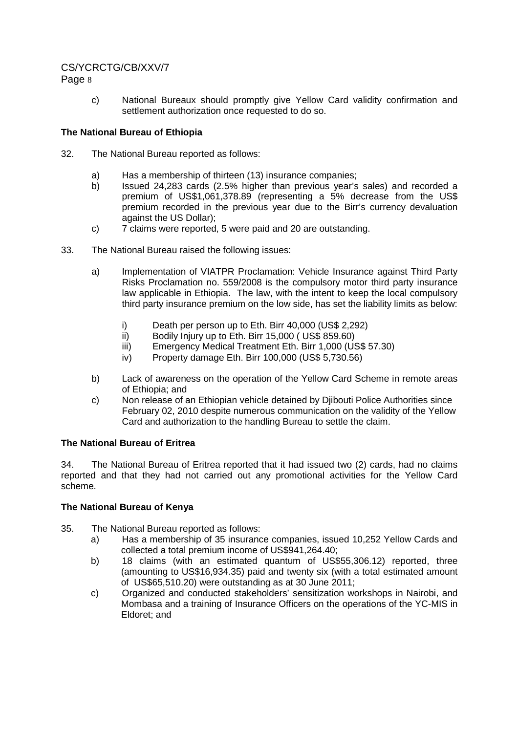c) National Bureaux should promptly give Yellow Card validity confirmation and settlement authorization once requested to do so.

**The National Bureau of Ethiopia**

32. The National Bureau reported as follows:

    a) Has a membership of thirteen (13) insurance companies;
    b) Issued 24,283 cards (2.5% higher than previous year's sales) and recorded a premium of US$1,061,378.89 (representing a 5% decrease from the US$ premium recorded in the previous year due to the Birr's currency devaluation against the US Dollar);
    c) 7 claims were reported, 5 were paid and 20 are outstanding.

33. The National Bureau raised the following issues:

    a) Implementation of VIATPR Proclamation: Vehicle Insurance against Third Party Risks Proclamation no. 559/2008 is the compulsory motor third party insurance law applicable in Ethiopia. The law, with the intent to keep the local compulsory third party insurance premium on the low side, has set the liability limits as below:

        i) Death per person up to Eth. Birr 40,000 (US$ 2,292)
        ii) Bodily Injury up to Eth. Birr 15,000 ( US$ 859.60)
        iii) Emergency Medical Treatment Eth. Birr 1,000 (US$ 57.30)
        iv) Property damage Eth. Birr 100,000 (US$ 5,730.56)

    b) Lack of awareness on the operation of the Yellow Card Scheme in remote areas of Ethiopia; and
    c) Non release of an Ethiopian vehicle detained by Djibouti Police Authorities since February 02, 2010 despite numerous communication on the validity of the Yellow Card and authorization to the handling Bureau to settle the claim.

**The National Bureau of Eritrea**

34. The National Bureau of Eritrea reported that it had issued two (2) cards, had no claims reported and that they had not carried out any promotional activities for the Yellow Card scheme.

**The National Bureau of Kenya**

35. The National Bureau reported as follows:

    a) Has a membership of 35 insurance companies, issued 10,252 Yellow Cards and collected a total premium income of US$941,264.40;
    b) 18 claims (with an estimated quantum of US$55,306.12) reported, three (amounting to US$16,934.35) paid and twenty six (with a total estimated amount of US$65,510.20) were outstanding as at 30 June 2011;
    c) Organized and conducted stakeholders' sensitization workshops in Nairobi, and Mombasa and a training of Insurance Officers on the operations of the YC-MIS in Eldoret; and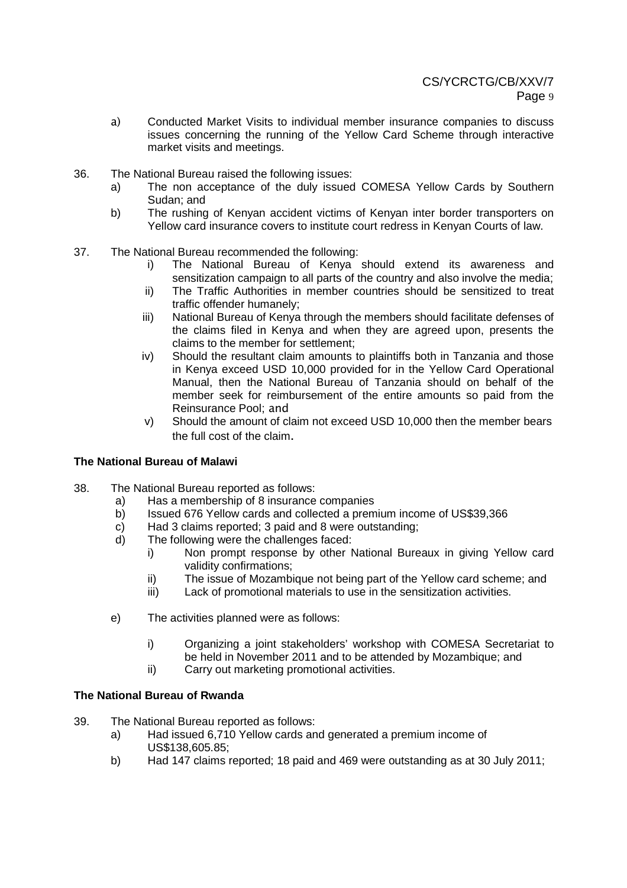a) Conducted Market Visits to individual member insurance companies to discuss issues concerning the running of the Yellow Card Scheme through interactive market visits and meetings.

36. The National Bureau raised the following issues:
    a) The non acceptance of the duly issued COMESA Yellow Cards by Southern Sudan; and
    b) The rushing of Kenyan accident victims of Kenyan inter border transporters on Yellow card insurance covers to institute court redress in Kenyan Courts of law.

37. The National Bureau recommended the following:
    i) The National Bureau of Kenya should extend its awareness and sensitization campaign to all parts of the country and also involve the media;
    ii) The Traffic Authorities in member countries should be sensitized to treat traffic offender humanely;
    iii) National Bureau of Kenya through the members should facilitate defenses of the claims filed in Kenya and when they are agreed upon, presents the claims to the member for settlement;
    iv) Should the resultant claim amounts to plaintiffs both in Tanzania and those in Kenya exceed USD 10,000 provided for in the Yellow Card Operational Manual, then the National Bureau of Tanzania should on behalf of the member seek for reimbursement of the entire amounts so paid from the Reinsurance Pool; and
    v) Should the amount of claim not exceed USD 10,000 then the member bears the full cost of the claim.

**The National Bureau of Malawi**

38. The National Bureau reported as follows:
    a) Has a membership of 8 insurance companies
    b) Issued 676 Yellow cards and collected a premium income of US$39,366
    c) Had 3 claims reported; 3 paid and 8 were outstanding;
    d) The following were the challenges faced:
        i) Non prompt response by other National Bureaux in giving Yellow card validity confirmations;
        ii) The issue of Mozambique not being part of the Yellow card scheme; and
        iii) Lack of promotional materials to use in the sensitization activities.
    e) The activities planned were as follows:
        i) Organizing a joint stakeholders' workshop with COMESA Secretariat to be held in November 2011 and to be attended by Mozambique; and
        ii) Carry out marketing promotional activities.

**The National Bureau of Rwanda**

39. The National Bureau reported as follows:
    a) Had issued 6,710 Yellow cards and generated a premium income of US$138,605.85;
    b) Had 147 claims reported; 18 paid and 469 were outstanding as at 30 July 2011;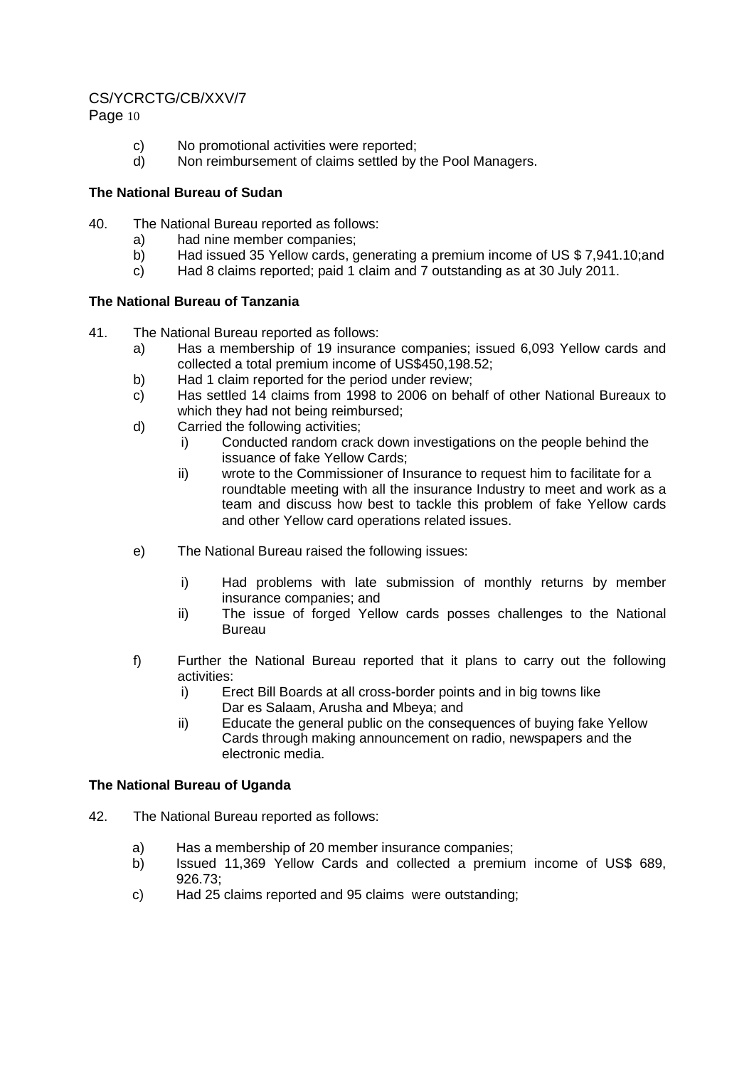c) No promotional activities were reported;
d) Non reimbursement of claims settled by the Pool Managers.

**The National Bureau of Sudan**

40. The National Bureau reported as follows:
    a) had nine member companies;
    b) Had issued 35 Yellow cards, generating a premium income of US $ 7,941.10;and
    c) Had 8 claims reported; paid 1 claim and 7 outstanding as at 30 July 2011.

**The National Bureau of Tanzania**

41. The National Bureau reported as follows:
    a) Has a membership of 19 insurance companies; issued 6,093 Yellow cards and collected a total premium income of US$450,198.52;
    b) Had 1 claim reported for the period under review;
    c) Has settled 14 claims from 1998 to 2006 on behalf of other National Bureaux to which they had not being reimbursed;
    d) Carried the following activities;
        i) Conducted random crack down investigations on the people behind the issuance of fake Yellow Cards;
        ii) wrote to the Commissioner of Insurance to request him to facilitate for a roundtable meeting with all the insurance Industry to meet and work as a team and discuss how best to tackle this problem of fake Yellow cards and other Yellow card operations related issues.
    e) The National Bureau raised the following issues:
        i) Had problems with late submission of monthly returns by member insurance companies; and
        ii) The issue of forged Yellow cards posses challenges to the National Bureau
    f) Further the National Bureau reported that it plans to carry out the following activities:
        i) Erect Bill Boards at all cross-border points and in big towns like Dar es Salaam, Arusha and Mbeya; and
        ii) Educate the general public on the consequences of buying fake Yellow Cards through making announcement on radio, newspapers and the electronic media.

**The National Bureau of Uganda**

42. The National Bureau reported as follows:
    a) Has a membership of 20 member insurance companies;
    b) Issued 11,369 Yellow Cards and collected a premium income of US$ 689, 926.73;
    c) Had 25 claims reported and 95 claims were outstanding;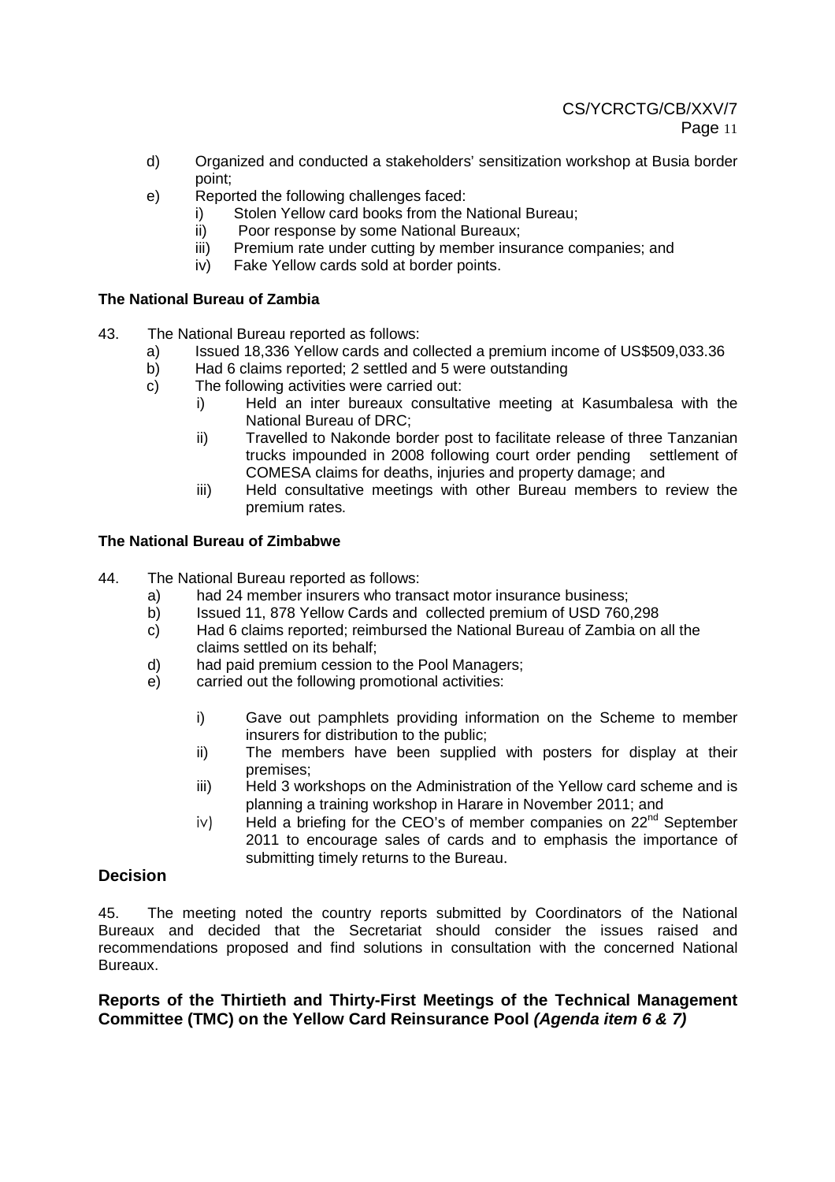d) Organized and conducted a stakeholders' sensitization workshop at Busia border point;

e) Reported the following challenges faced:
   - i) Stolen Yellow card books from the National Bureau;
   - ii) Poor response by some National Bureaux;
   - iii) Premium rate under cutting by member insurance companies; and
   - iv) Fake Yellow cards sold at border points.

**The National Bureau of Zambia**

43. The National Bureau reported as follows:
   - a) Issued 18,336 Yellow cards and collected a premium income of US$509,033.36
   - b) Had 6 claims reported; 2 settled and 5 were outstanding
   - c) The following activities were carried out:
     - i) Held an inter bureaux consultative meeting at Kasumbalesa with the National Bureau of DRC;
     - ii) Travelled to Nakonde border post to facilitate release of three Tanzanian trucks impounded in 2008 following court order pending settlement of COMESA claims for deaths, injuries and property damage; and
     - iii) Held consultative meetings with other Bureau members to review the premium rates.

**The National Bureau of Zimbabwe**

44. The National Bureau reported as follows:
   - a) had 24 member insurers who transact motor insurance business;
   - b) Issued 11, 878 Yellow Cards and collected premium of USD 760,298
   - c) Had 6 claims reported; reimbursed the National Bureau of Zambia on all the claims settled on its behalf;
   - d) had paid premium cession to the Pool Managers;
   - e) carried out the following promotional activities:
     - i) Gave out pamphlets providing information on the Scheme to member insurers for distribution to the public;
     - ii) The members have been supplied with posters for display at their premises;
     - iii) Held 3 workshops on the Administration of the Yellow card scheme and is planning a training workshop in Harare in November 2011; and
     - iv) Held a briefing for the CEO's of member companies on 22nd September 2011 to encourage sales of cards and to emphasis the importance of submitting timely returns to the Bureau.

## Decision

45. The meeting noted the country reports submitted by Coordinators of the National Bureaux and decided that the Secretariat should consider the issues raised and recommendations proposed and find solutions in consultation with the concerned National Bureaux.

**Reports of the Thirtieth and Thirty-First Meetings of the Technical Management Committee (TMC) on the Yellow Card Reinsurance Pool *(Agenda item 6 & 7)***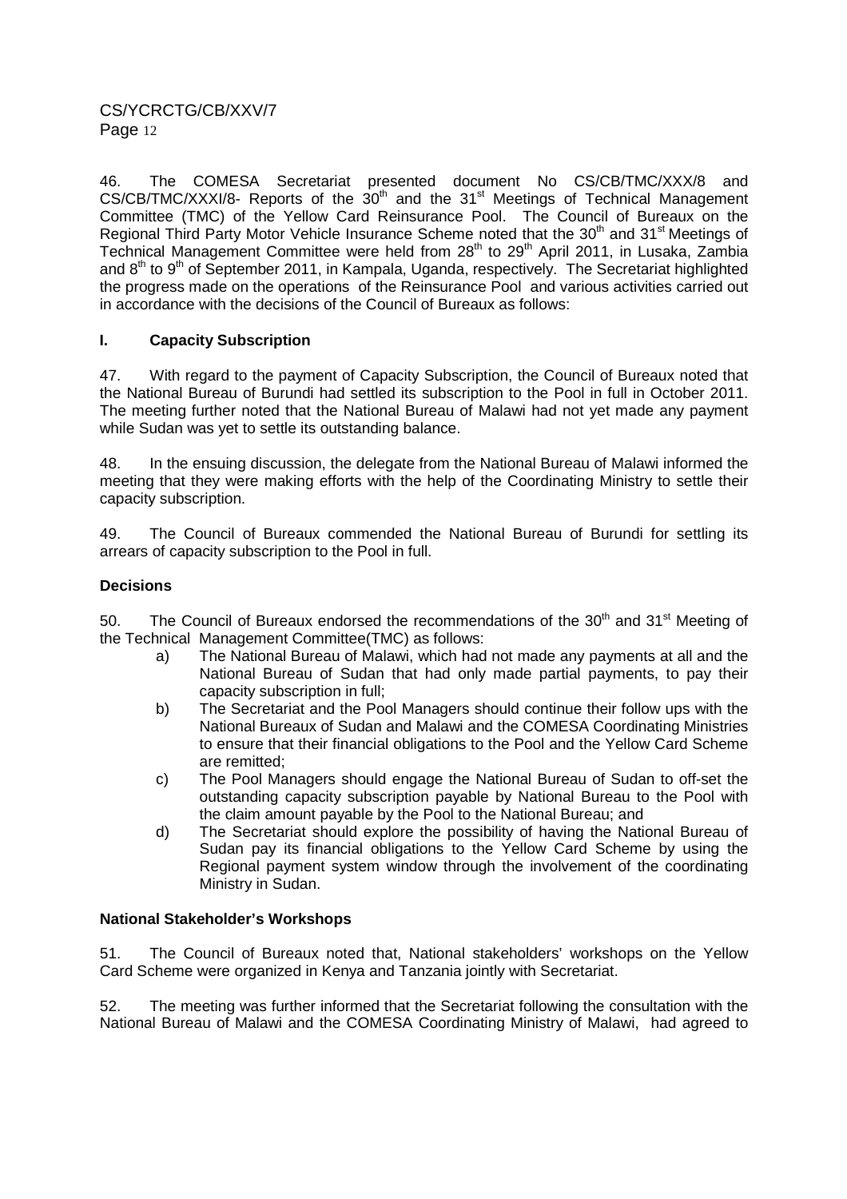46. The COMESA Secretariat presented document No CS/CB/TMC/XXX/8 and CS/CB/TMC/XXXI/8- Reports of the 30th and the 31st Meetings of Technical Management Committee (TMC) of the Yellow Card Reinsurance Pool. The Council of Bureaux on the Regional Third Party Motor Vehicle Insurance Scheme noted that the 30th and 31st Meetings of Technical Management Committee were held from 28th to 29th April 2011, in Lusaka, Zambia and 8th to 9th of September 2011, in Kampala, Uganda, respectively. The Secretariat highlighted the progress made on the operations of the Reinsurance Pool and various activities carried out in accordance with the decisions of the Council of Bureaux as follows:

### I. Capacity Subscription

47. With regard to the payment of Capacity Subscription, the Council of Bureaux noted that the National Bureau of Burundi had settled its subscription to the Pool in full in October 2011. The meeting further noted that the National Bureau of Malawi had not yet made any payment while Sudan was yet to settle its outstanding balance.

48. In the ensuing discussion, the delegate from the National Bureau of Malawi informed the meeting that they were making efforts with the help of the Coordinating Ministry to settle their capacity subscription.

49. The Council of Bureaux commended the National Bureau of Burundi for settling its arrears of capacity subscription to the Pool in full.

### Decisions

50. The Council of Bureaux endorsed the recommendations of the 30th and 31st Meeting of the Technical Management Committee(TMC) as follows:

a) The National Bureau of Malawi, which had not made any payments at all and the National Bureau of Sudan that had only made partial payments, to pay their capacity subscription in full;

b) The Secretariat and the Pool Managers should continue their follow ups with the National Bureaux of Sudan and Malawi and the COMESA Coordinating Ministries to ensure that their financial obligations to the Pool and the Yellow Card Scheme are remitted;

c) The Pool Managers should engage the National Bureau of Sudan to off-set the outstanding capacity subscription payable by National Bureau to the Pool with the claim amount payable by the Pool to the National Bureau; and

d) The Secretariat should explore the possibility of having the National Bureau of Sudan pay its financial obligations to the Yellow Card Scheme by using the Regional payment system window through the involvement of the coordinating Ministry in Sudan.

### National Stakeholder's Workshops

51. The Council of Bureaux noted that, National stakeholders' workshops on the Yellow Card Scheme were organized in Kenya and Tanzania jointly with Secretariat.

52. The meeting was further informed that the Secretariat following the consultation with the National Bureau of Malawi and the COMESA Coordinating Ministry of Malawi, had agreed to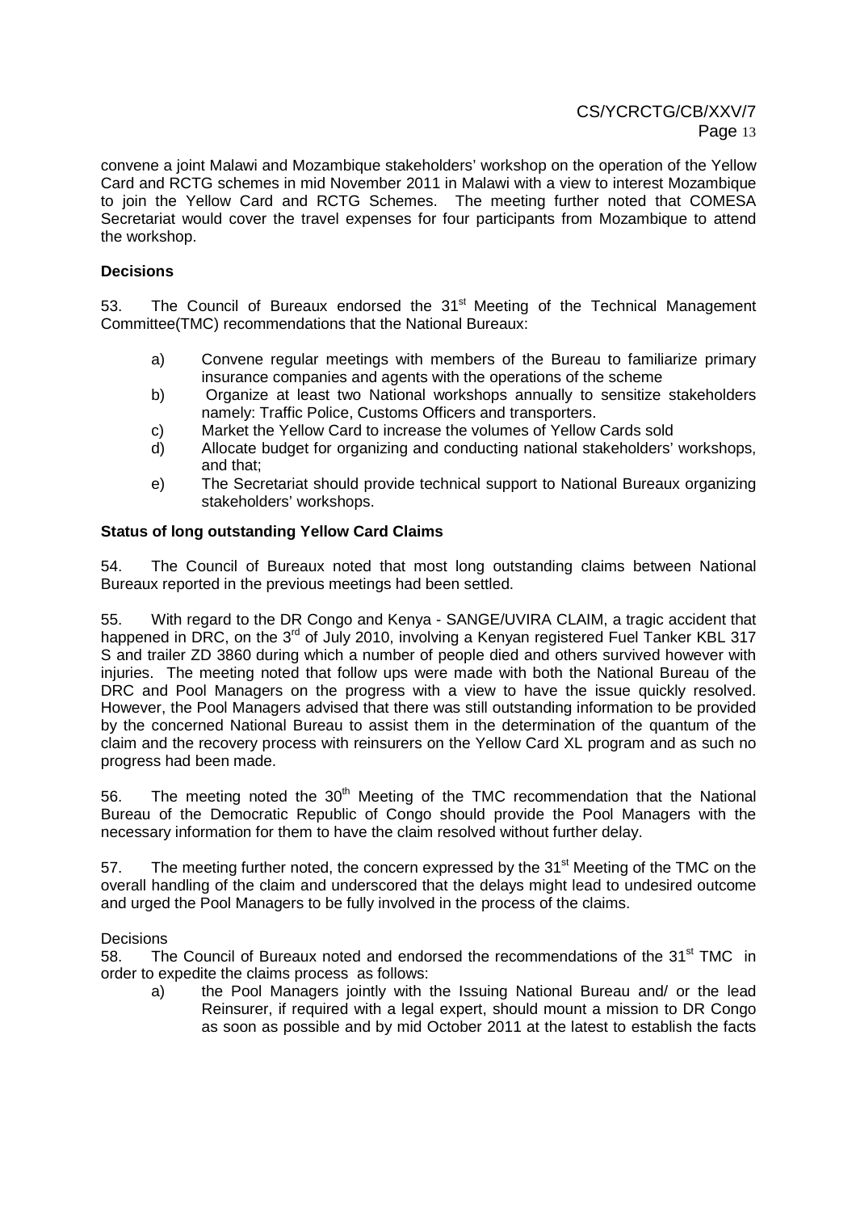convene a joint Malawi and Mozambique stakeholders' workshop on the operation of the Yellow Card and RCTG schemes in mid November 2011 in Malawi with a view to interest Mozambique to join the Yellow Card and RCTG Schemes. The meeting further noted that COMESA Secretariat would cover the travel expenses for four participants from Mozambique to attend the workshop.

**Decisions**

53. The Council of Bureaux endorsed the 31st Meeting of the Technical Management Committee(TMC) recommendations that the National Bureaux:

a) Convene regular meetings with members of the Bureau to familiarize primary insurance companies and agents with the operations of the scheme
b) Organize at least two National workshops annually to sensitize stakeholders namely: Traffic Police, Customs Officers and transporters.
c) Market the Yellow Card to increase the volumes of Yellow Cards sold
d) Allocate budget for organizing and conducting national stakeholders' workshops, and that;
e) The Secretariat should provide technical support to National Bureaux organizing stakeholders' workshops.

**Status of long outstanding Yellow Card Claims**

54. The Council of Bureaux noted that most long outstanding claims between National Bureaux reported in the previous meetings had been settled.

55. With regard to the DR Congo and Kenya - SANGE/UVIRA CLAIM, a tragic accident that happened in DRC, on the 3rd of July 2010, involving a Kenyan registered Fuel Tanker KBL 317 S and trailer ZD 3860 during which a number of people died and others survived however with injuries. The meeting noted that follow ups were made with both the National Bureau of the DRC and Pool Managers on the progress with a view to have the issue quickly resolved. However, the Pool Managers advised that there was still outstanding information to be provided by the concerned National Bureau to assist them in the determination of the quantum of the claim and the recovery process with reinsurers on the Yellow Card XL program and as such no progress had been made.

56. The meeting noted the 30th Meeting of the TMC recommendation that the National Bureau of the Democratic Republic of Congo should provide the Pool Managers with the necessary information for them to have the claim resolved without further delay.

57. The meeting further noted, the concern expressed by the 31st Meeting of the TMC on the overall handling of the claim and underscored that the delays might lead to undesired outcome and urged the Pool Managers to be fully involved in the process of the claims.

Decisions

58. The Council of Bureaux noted and endorsed the recommendations of the 31st TMC in order to expedite the claims process as follows:

a) the Pool Managers jointly with the Issuing National Bureau and/ or the lead Reinsurer, if required with a legal expert, should mount a mission to DR Congo as soon as possible and by mid October 2011 at the latest to establish the facts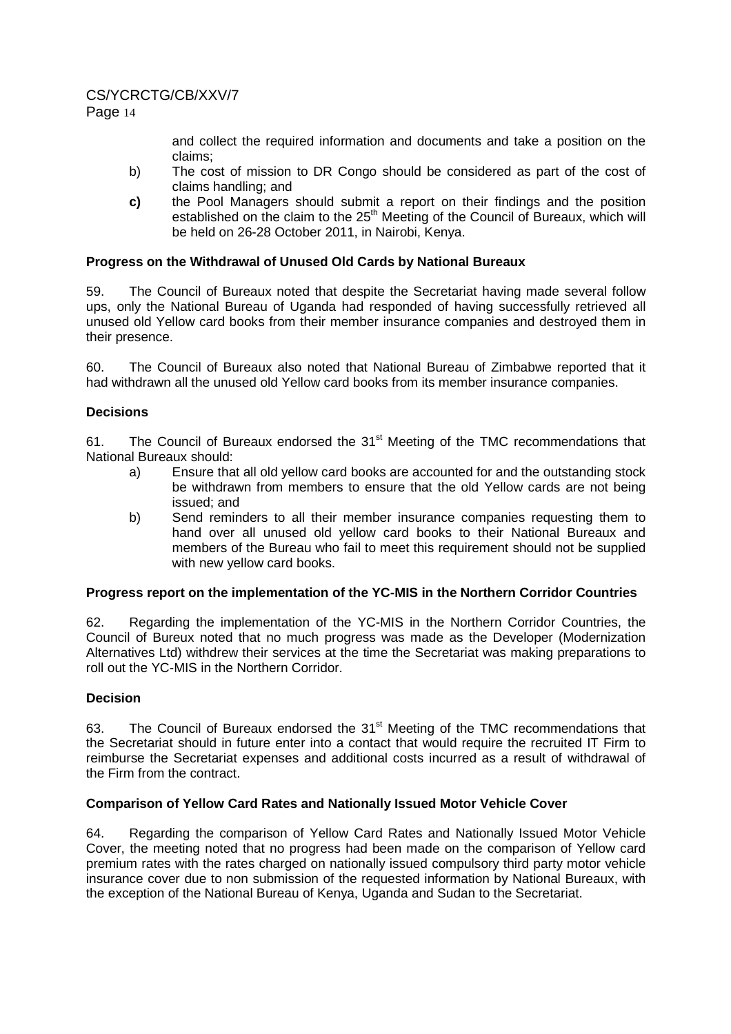and collect the required information and documents and take a position on the claims;

b) The cost of mission to DR Congo should be considered as part of the cost of claims handling; and

**c)** the Pool Managers should submit a report on their findings and the position established on the claim to the 25th Meeting of the Council of Bureaux, which will be held on 26-28 October 2011, in Nairobi, Kenya.

**Progress on the Withdrawal of Unused Old Cards by National Bureaux**

59. The Council of Bureaux noted that despite the Secretariat having made several follow ups, only the National Bureau of Uganda had responded of having successfully retrieved all unused old Yellow card books from their member insurance companies and destroyed them in their presence.

60. The Council of Bureaux also noted that National Bureau of Zimbabwe reported that it had withdrawn all the unused old Yellow card books from its member insurance companies.

**Decisions**

61. The Council of Bureaux endorsed the 31st Meeting of the TMC recommendations that National Bureaux should:

a) Ensure that all old yellow card books are accounted for and the outstanding stock be withdrawn from members to ensure that the old Yellow cards are not being issued; and

b) Send reminders to all their member insurance companies requesting them to hand over all unused old yellow card books to their National Bureaux and members of the Bureau who fail to meet this requirement should not be supplied with new yellow card books.

**Progress report on the implementation of the YC-MIS in the Northern Corridor Countries**

62. Regarding the implementation of the YC-MIS in the Northern Corridor Countries, the Council of Bureux noted that no much progress was made as the Developer (Modernization Alternatives Ltd) withdrew their services at the time the Secretariat was making preparations to roll out the YC-MIS in the Northern Corridor.

**Decision**

63. The Council of Bureaux endorsed the 31st Meeting of the TMC recommendations that the Secretariat should in future enter into a contact that would require the recruited IT Firm to reimburse the Secretariat expenses and additional costs incurred as a result of withdrawal of the Firm from the contract.

**Comparison of Yellow Card Rates and Nationally Issued Motor Vehicle Cover**

64. Regarding the comparison of Yellow Card Rates and Nationally Issued Motor Vehicle Cover, the meeting noted that no progress had been made on the comparison of Yellow card premium rates with the rates charged on nationally issued compulsory third party motor vehicle insurance cover due to non submission of the requested information by National Bureaux, with the exception of the National Bureau of Kenya, Uganda and Sudan to the Secretariat.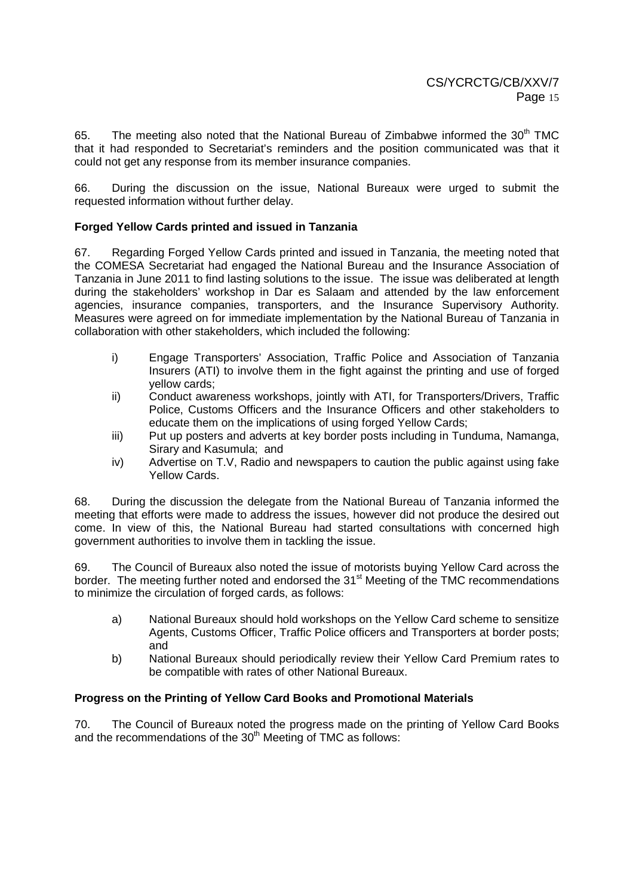65. The meeting also noted that the National Bureau of Zimbabwe informed the 30th TMC that it had responded to Secretariat's reminders and the position communicated was that it could not get any response from its member insurance companies.

66. During the discussion on the issue, National Bureaux were urged to submit the requested information without further delay.

**Forged Yellow Cards printed and issued in Tanzania**

67. Regarding Forged Yellow Cards printed and issued in Tanzania, the meeting noted that the COMESA Secretariat had engaged the National Bureau and the Insurance Association of Tanzania in June 2011 to find lasting solutions to the issue. The issue was deliberated at length during the stakeholders' workshop in Dar es Salaam and attended by the law enforcement agencies, insurance companies, transporters, and the Insurance Supervisory Authority. Measures were agreed on for immediate implementation by the National Bureau of Tanzania in collaboration with other stakeholders, which included the following:

- i) Engage Transporters' Association, Traffic Police and Association of Tanzania Insurers (ATI) to involve them in the fight against the printing and use of forged yellow cards;
- ii) Conduct awareness workshops, jointly with ATI, for Transporters/Drivers, Traffic Police, Customs Officers and the Insurance Officers and other stakeholders to educate them on the implications of using forged Yellow Cards;
- iii) Put up posters and adverts at key border posts including in Tunduma, Namanga, Sirary and Kasumula; and
- iv) Advertise on T.V, Radio and newspapers to caution the public against using fake Yellow Cards.

68. During the discussion the delegate from the National Bureau of Tanzania informed the meeting that efforts were made to address the issues, however did not produce the desired out come. In view of this, the National Bureau had started consultations with concerned high government authorities to involve them in tackling the issue.

69. The Council of Bureaux also noted the issue of motorists buying Yellow Card across the border. The meeting further noted and endorsed the 31st Meeting of the TMC recommendations to minimize the circulation of forged cards, as follows:

- a) National Bureaux should hold workshops on the Yellow Card scheme to sensitize Agents, Customs Officer, Traffic Police officers and Transporters at border posts; and
- b) National Bureaux should periodically review their Yellow Card Premium rates to be compatible with rates of other National Bureaux.

**Progress on the Printing of Yellow Card Books and Promotional Materials**

70. The Council of Bureaux noted the progress made on the printing of Yellow Card Books and the recommendations of the 30th Meeting of TMC as follows: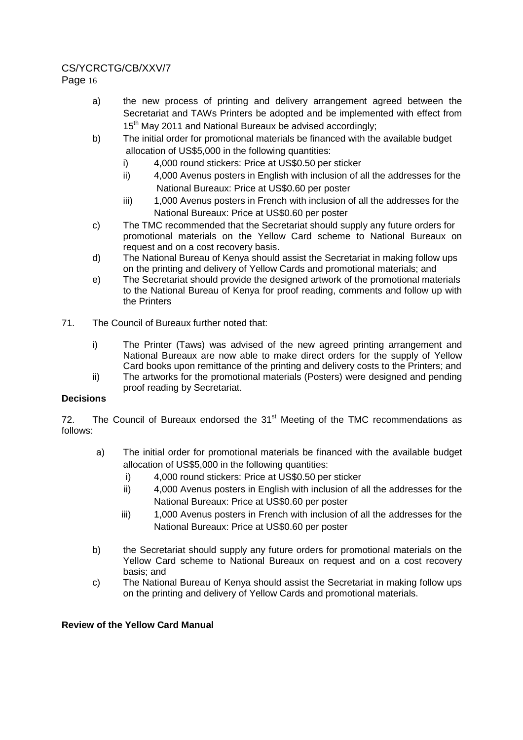a) the new process of printing and delivery arrangement agreed between the Secretariat and TAWs Printers be adopted and be implemented with effect from 15th May 2011 and National Bureaux be advised accordingly;

b) The initial order for promotional materials be financed with the available budget allocation of US$5,000 in the following quantities:

   i) 4,000 round stickers: Price at US$0.50 per sticker

   ii) 4,000 Avenus posters in English with inclusion of all the addresses for the National Bureaux: Price at US$0.60 per poster

   iii) 1,000 Avenus posters in French with inclusion of all the addresses for the National Bureaux: Price at US$0.60 per poster

c) The TMC recommended that the Secretariat should supply any future orders for promotional materials on the Yellow Card scheme to National Bureaux on request and on a cost recovery basis.

d) The National Bureau of Kenya should assist the Secretariat in making follow ups on the printing and delivery of Yellow Cards and promotional materials; and

e) The Secretariat should provide the designed artwork of the promotional materials to the National Bureau of Kenya for proof reading, comments and follow up with the Printers

71. The Council of Bureaux further noted that:

   i) The Printer (Taws) was advised of the new agreed printing arrangement and National Bureaux are now able to make direct orders for the supply of Yellow Card books upon remittance of the printing and delivery costs to the Printers; and

   ii) The artworks for the promotional materials (Posters) were designed and pending proof reading by Secretariat.

**Decisions**

72. The Council of Bureaux endorsed the 31st Meeting of the TMC recommendations as follows:

a) The initial order for promotional materials be financed with the available budget allocation of US$5,000 in the following quantities:

   i) 4,000 round stickers: Price at US$0.50 per sticker

   ii) 4,000 Avenus posters in English with inclusion of all the addresses for the National Bureaux: Price at US$0.60 per poster

   iii) 1,000 Avenus posters in French with inclusion of all the addresses for the National Bureaux: Price at US$0.60 per poster

b) the Secretariat should supply any future orders for promotional materials on the Yellow Card scheme to National Bureaux on request and on a cost recovery basis; and

c) The National Bureau of Kenya should assist the Secretariat in making follow ups on the printing and delivery of Yellow Cards and promotional materials.

**Review of the Yellow Card Manual**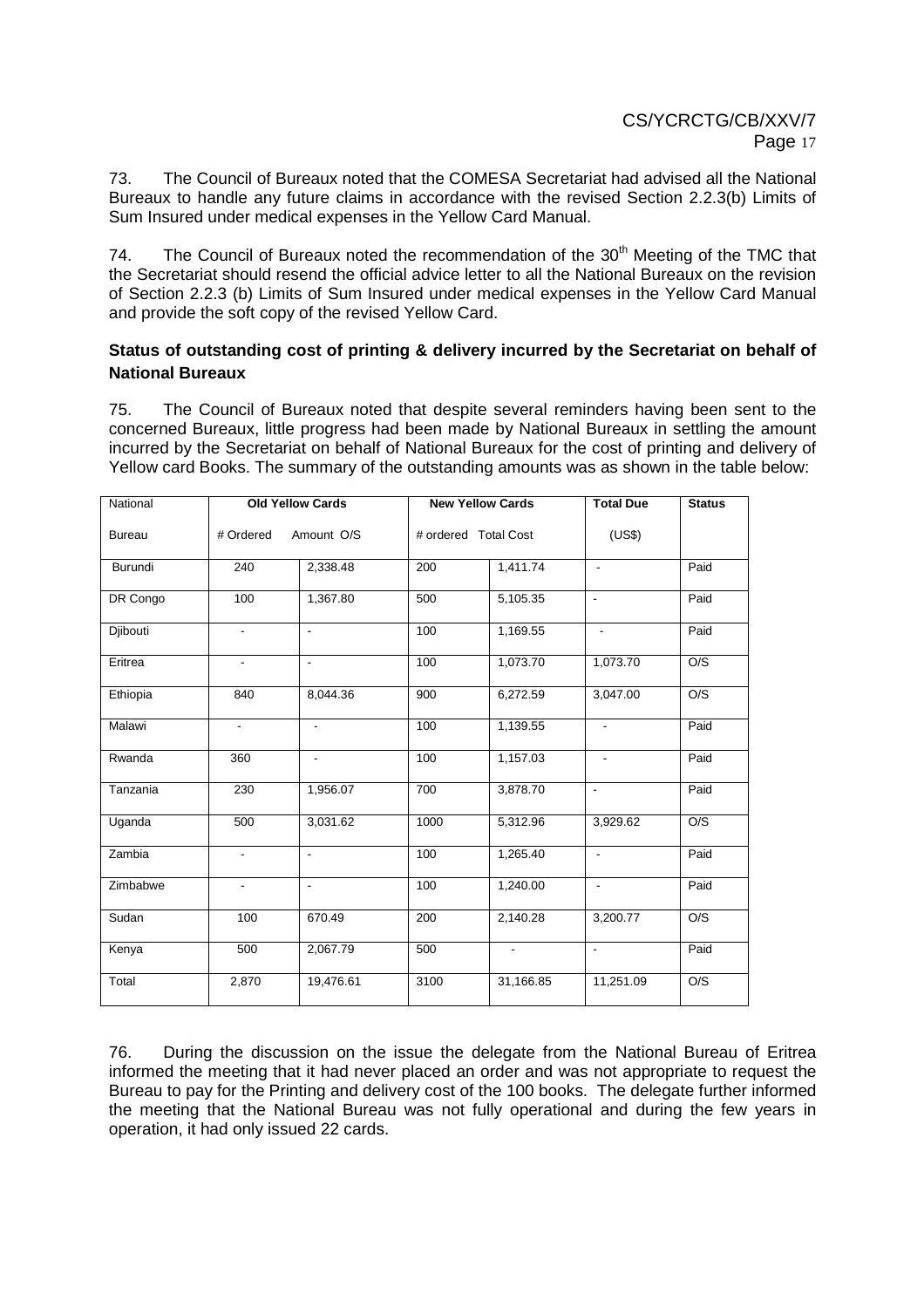73. The Council of Bureaux noted that the COMESA Secretariat had advised all the National Bureaux to handle any future claims in accordance with the revised Section 2.2.3(b) Limits of Sum Insured under medical expenses in the Yellow Card Manual.

74. The Council of Bureaux noted the recommendation of the 30th Meeting of the TMC that the Secretariat should resend the official advice letter to all the National Bureaux on the revision of Section 2.2.3 (b) Limits of Sum Insured under medical expenses in the Yellow Card Manual and provide the soft copy of the revised Yellow Card.

**Status of outstanding cost of printing & delivery incurred by the Secretariat on behalf of National Bureaux**

75. The Council of Bureaux noted that despite several reminders having been sent to the concerned Bureaux, little progress had been made by National Bureaux in settling the amount incurred by the Secretariat on behalf of National Bureaux for the cost of printing and delivery of Yellow card Books. The summary of the outstanding amounts was as shown in the table below:

| National | Old Yellow Cards | | New Yellow Cards | | Total Due | Status |
|---|---|---|---|---|---|---|
| Bureau | # Ordered | Amount O/S | # ordered | Total Cost | (US$) | |
| Burundi | 240 | 2,338.48 | 200 | 1,411.74 | - | Paid |
| DR Congo | 100 | 1,367.80 | 500 | 5,105.35 | - | Paid |
| Djibouti | - | - | 100 | 1,169.55 | - | Paid |
| Eritrea | - | - | 100 | 1,073.70 | 1,073.70 | O/S |
| Ethiopia | 840 | 8,044.36 | 900 | 6,272.59 | 3,047.00 | O/S |
| Malawi | - | - | 100 | 1,139.55 | - | Paid |
| Rwanda | 360 | - | 100 | 1,157.03 | - | Paid |
| Tanzania | 230 | 1,956.07 | 700 | 3,878.70 | - | Paid |
| Uganda | 500 | 3,031.62 | 1000 | 5,312.96 | 3,929.62 | O/S |
| Zambia | - | - | 100 | 1,265.40 | - | Paid |
| Zimbabwe | - | - | 100 | 1,240.00 | - | Paid |
| Sudan | 100 | 670.49 | 200 | 2,140.28 | 3,200.77 | O/S |
| Kenya | 500 | 2,067.79 | 500 | - | - | Paid |
| Total | 2,870 | 19,476.61 | 3100 | 31,166.85 | 11,251.09 | O/S |

76. During the discussion on the issue the delegate from the National Bureau of Eritrea informed the meeting that it had never placed an order and was not appropriate to request the Bureau to pay for the Printing and delivery cost of the 100 books. The delegate further informed the meeting that the National Bureau was not fully operational and during the few years in operation, it had only issued 22 cards.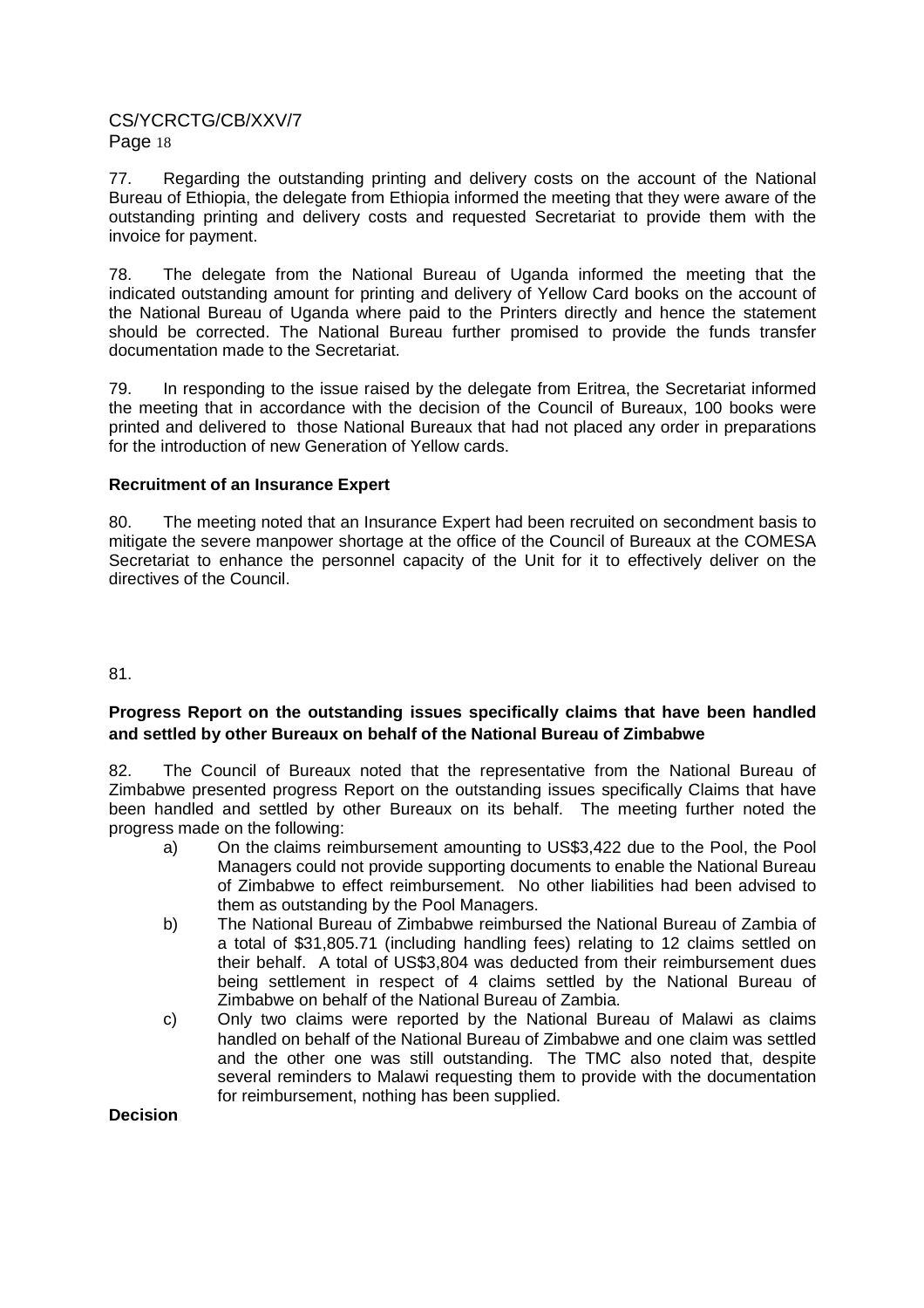77. Regarding the outstanding printing and delivery costs on the account of the National Bureau of Ethiopia, the delegate from Ethiopia informed the meeting that they were aware of the outstanding printing and delivery costs and requested Secretariat to provide them with the invoice for payment.

78. The delegate from the National Bureau of Uganda informed the meeting that the indicated outstanding amount for printing and delivery of Yellow Card books on the account of the National Bureau of Uganda where paid to the Printers directly and hence the statement should be corrected. The National Bureau further promised to provide the funds transfer documentation made to the Secretariat.

79. In responding to the issue raised by the delegate from Eritrea, the Secretariat informed the meeting that in accordance with the decision of the Council of Bureaux, 100 books were printed and delivered to those National Bureaux that had not placed any order in preparations for the introduction of new Generation of Yellow cards.

**Recruitment of an Insurance Expert**

80. The meeting noted that an Insurance Expert had been recruited on secondment basis to mitigate the severe manpower shortage at the office of the Council of Bureaux at the COMESA Secretariat to enhance the personnel capacity of the Unit for it to effectively deliver on the directives of the Council.

81.

**Progress Report on the outstanding issues specifically claims that have been handled and settled by other Bureaux on behalf of the National Bureau of Zimbabwe**

82. The Council of Bureaux noted that the representative from the National Bureau of Zimbabwe presented progress Report on the outstanding issues specifically Claims that have been handled and settled by other Bureaux on its behalf. The meeting further noted the progress made on the following:

a) On the claims reimbursement amounting to US$3,422 due to the Pool, the Pool Managers could not provide supporting documents to enable the National Bureau of Zimbabwe to effect reimbursement. No other liabilities had been advised to them as outstanding by the Pool Managers.

b) The National Bureau of Zimbabwe reimbursed the National Bureau of Zambia of a total of $31,805.71 (including handling fees) relating to 12 claims settled on their behalf. A total of US$3,804 was deducted from their reimbursement dues being settlement in respect of 4 claims settled by the National Bureau of Zimbabwe on behalf of the National Bureau of Zambia.

c) Only two claims were reported by the National Bureau of Malawi as claims handled on behalf of the National Bureau of Zimbabwe and one claim was settled and the other one was still outstanding. The TMC also noted that, despite several reminders to Malawi requesting them to provide with the documentation for reimbursement, nothing has been supplied.

**Decision**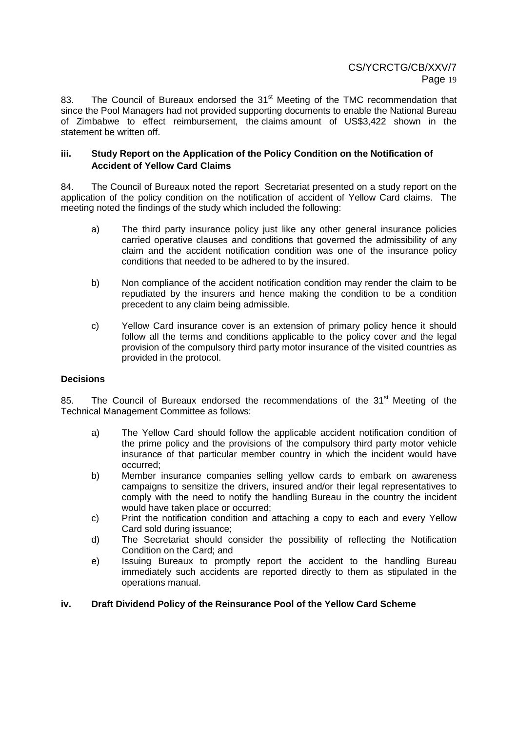83. The Council of Bureaux endorsed the 31st Meeting of the TMC recommendation that since the Pool Managers had not provided supporting documents to enable the National Bureau of Zimbabwe to effect reimbursement, the claims amount of US$3,422 shown in the statement be written off.

### iii. Study Report on the Application of the Policy Condition on the Notification of Accident of Yellow Card Claims

84. The Council of Bureaux noted the report Secretariat presented on a study report on the application of the policy condition on the notification of accident of Yellow Card claims. The meeting noted the findings of the study which included the following:

a) The third party insurance policy just like any other general insurance policies carried operative clauses and conditions that governed the admissibility of any claim and the accident notification condition was one of the insurance policy conditions that needed to be adhered to by the insured.

b) Non compliance of the accident notification condition may render the claim to be repudiated by the insurers and hence making the condition to be a condition precedent to any claim being admissible.

c) Yellow Card insurance cover is an extension of primary policy hence it should follow all the terms and conditions applicable to the policy cover and the legal provision of the compulsory third party motor insurance of the visited countries as provided in the protocol.

#### Decisions

85. The Council of Bureaux endorsed the recommendations of the 31st Meeting of the Technical Management Committee as follows:

a) The Yellow Card should follow the applicable accident notification condition of the prime policy and the provisions of the compulsory third party motor vehicle insurance of that particular member country in which the incident would have occurred;

b) Member insurance companies selling yellow cards to embark on awareness campaigns to sensitize the drivers, insured and/or their legal representatives to comply with the need to notify the handling Bureau in the country the incident would have taken place or occurred;

c) Print the notification condition and attaching a copy to each and every Yellow Card sold during issuance;

d) The Secretariat should consider the possibility of reflecting the Notification Condition on the Card; and

e) Issuing Bureaux to promptly report the accident to the handling Bureau immediately such accidents are reported directly to them as stipulated in the operations manual.

### iv. Draft Dividend Policy of the Reinsurance Pool of the Yellow Card Scheme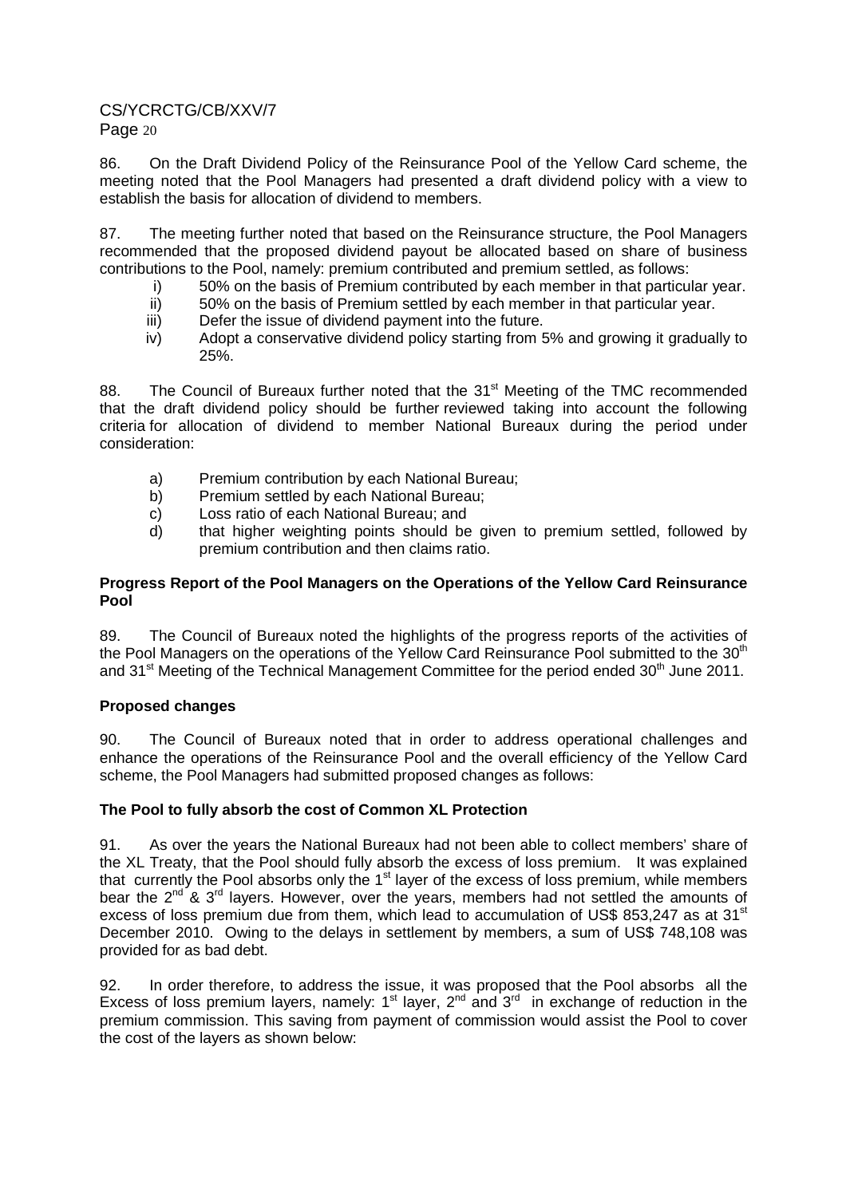86. On the Draft Dividend Policy of the Reinsurance Pool of the Yellow Card scheme, the meeting noted that the Pool Managers had presented a draft dividend policy with a view to establish the basis for allocation of dividend to members.

87. The meeting further noted that based on the Reinsurance structure, the Pool Managers recommended that the proposed dividend payout be allocated based on share of business contributions to the Pool, namely: premium contributed and premium settled, as follows:

i) 50% on the basis of Premium contributed by each member in that particular year.
ii) 50% on the basis of Premium settled by each member in that particular year.
iii) Defer the issue of dividend payment into the future.
iv) Adopt a conservative dividend policy starting from 5% and growing it gradually to 25%.

88. The Council of Bureaux further noted that the 31st Meeting of the TMC recommended that the draft dividend policy should be further reviewed taking into account the following criteria for allocation of dividend to member National Bureaux during the period under consideration:

a) Premium contribution by each National Bureau;
b) Premium settled by each National Bureau;
c) Loss ratio of each National Bureau; and
d) that higher weighting points should be given to premium settled, followed by premium contribution and then claims ratio.

**Progress Report of the Pool Managers on the Operations of the Yellow Card Reinsurance Pool**

89. The Council of Bureaux noted the highlights of the progress reports of the activities of the Pool Managers on the operations of the Yellow Card Reinsurance Pool submitted to the 30th and 31st Meeting of the Technical Management Committee for the period ended 30th June 2011.

**Proposed changes**

90. The Council of Bureaux noted that in order to address operational challenges and enhance the operations of the Reinsurance Pool and the overall efficiency of the Yellow Card scheme, the Pool Managers had submitted proposed changes as follows:

**The Pool to fully absorb the cost of Common XL Protection**

91. As over the years the National Bureaux had not been able to collect members' share of the XL Treaty, that the Pool should fully absorb the excess of loss premium. It was explained that currently the Pool absorbs only the 1st layer of the excess of loss premium, while members bear the 2nd & 3rd layers. However, over the years, members had not settled the amounts of excess of loss premium due from them, which lead to accumulation of US$ 853,247 as at 31st December 2010. Owing to the delays in settlement by members, a sum of US$ 748,108 was provided for as bad debt.

92. In order therefore, to address the issue, it was proposed that the Pool absorbs all the Excess of loss premium layers, namely: 1st layer, 2nd and 3rd in exchange of reduction in the premium commission. This saving from payment of commission would assist the Pool to cover the cost of the layers as shown below: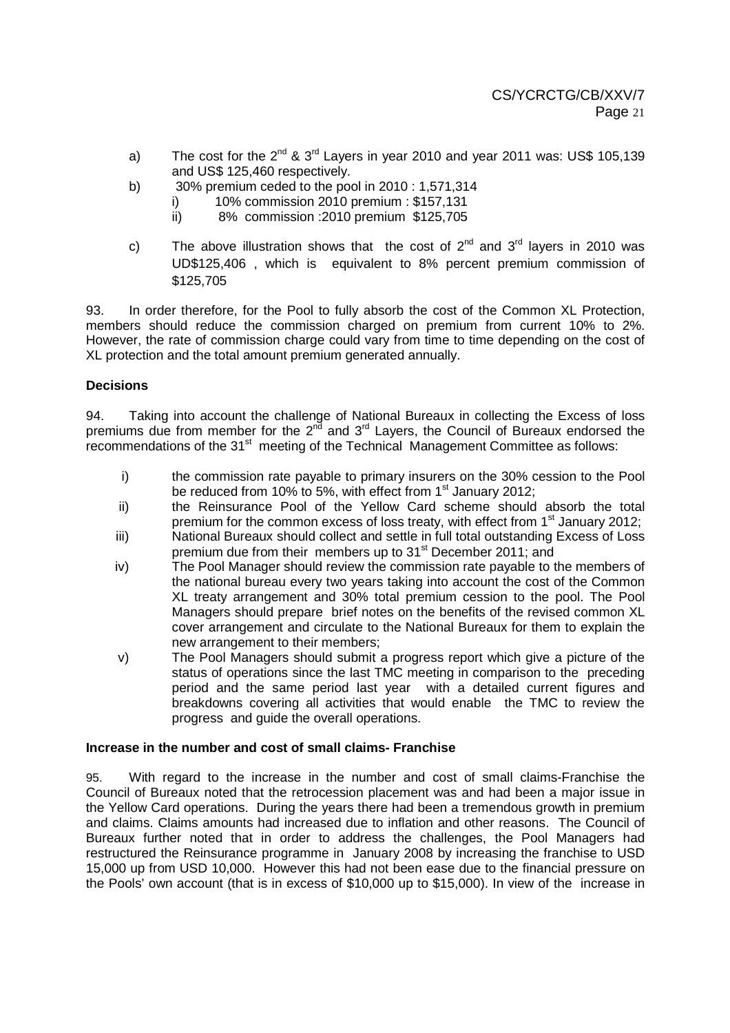a) The cost for the 2[nd] & 3[rd] Layers in year 2010 and year 2011 was: US$ 105,139 and US$ 125,460 respectively.

b) 30% premium ceded to the pool in 2010 : 1,571,314
   - i) 10% commission 2010 premium : $157,131
   - ii) 8% commission :2010 premium $125,705

c) The above illustration shows that the cost of 2[nd] and 3[rd] layers in 2010 was UD$125,406 , which is equivalent to 8% percent premium commission of $125,705

93. In order therefore, for the Pool to fully absorb the cost of the Common XL Protection, members should reduce the commission charged on premium from current 10% to 2%. However, the rate of commission charge could vary from time to time depending on the cost of XL protection and the total amount premium generated annually.

**Decisions**

94. Taking into account the challenge of National Bureaux in collecting the Excess of loss premiums due from member for the 2[nd] and 3[rd] Layers, the Council of Bureaux endorsed the recommendations of the 31[st] meeting of the Technical Management Committee as follows:

i) the commission rate payable to primary insurers on the 30% cession to the Pool be reduced from 10% to 5%, with effect from 1[st] January 2012;

ii) the Reinsurance Pool of the Yellow Card scheme should absorb the total premium for the common excess of loss treaty, with effect from 1[st] January 2012;

iii) National Bureaux should collect and settle in full total outstanding Excess of Loss premium due from their members up to 31[st] December 2011; and

iv) The Pool Manager should review the commission rate payable to the members of the national bureau every two years taking into account the cost of the Common XL treaty arrangement and 30% total premium cession to the pool. The Pool Managers should prepare brief notes on the benefits of the revised common XL cover arrangement and circulate to the National Bureaux for them to explain the new arrangement to their members;

v) The Pool Managers should submit a progress report which give a picture of the status of operations since the last TMC meeting in comparison to the preceding period and the same period last year with a detailed current figures and breakdowns covering all activities that would enable the TMC to review the progress and guide the overall operations.

**Increase in the number and cost of small claims- Franchise**

95. With regard to the increase in the number and cost of small claims-Franchise the Council of Bureaux noted that the retrocession placement was and had been a major issue in the Yellow Card operations. During the years there had been a tremendous growth in premium and claims. Claims amounts had increased due to inflation and other reasons. The Council of Bureaux further noted that in order to address the challenges, the Pool Managers had restructured the Reinsurance programme in January 2008 by increasing the franchise to USD 15,000 up from USD 10,000. However this had not been ease due to the financial pressure on the Pools' own account (that is in excess of $10,000 up to $15,000). In view of the increase in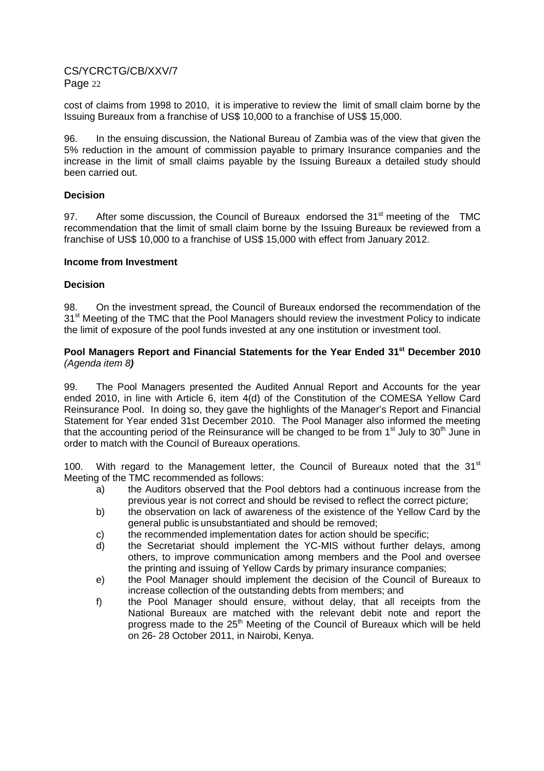cost of claims from 1998 to 2010, it is imperative to review the limit of small claim borne by the Issuing Bureaux from a franchise of US$ 10,000 to a franchise of US$ 15,000.

96. In the ensuing discussion, the National Bureau of Zambia was of the view that given the 5% reduction in the amount of commission payable to primary Insurance companies and the increase in the limit of small claims payable by the Issuing Bureaux a detailed study should been carried out.

**Decision**

97. After some discussion, the Council of Bureaux endorsed the 31st meeting of the TMC recommendation that the limit of small claim borne by the Issuing Bureaux be reviewed from a franchise of US$ 10,000 to a franchise of US$ 15,000 with effect from January 2012.

**Income from Investment**

**Decision**

98. On the investment spread, the Council of Bureaux endorsed the recommendation of the 31st Meeting of the TMC that the Pool Managers should review the investment Policy to indicate the limit of exposure of the pool funds invested at any one institution or investment tool.

**Pool Managers Report and Financial Statements for the Year Ended 31st December 2010** *(Agenda item 8)*

99. The Pool Managers presented the Audited Annual Report and Accounts for the year ended 2010, in line with Article 6, item 4(d) of the Constitution of the COMESA Yellow Card Reinsurance Pool. In doing so, they gave the highlights of the Manager's Report and Financial Statement for Year ended 31st December 2010. The Pool Manager also informed the meeting that the accounting period of the Reinsurance will be changed to be from 1st July to 30th June in order to match with the Council of Bureaux operations.

100. With regard to the Management letter, the Council of Bureaux noted that the 31st Meeting of the TMC recommended as follows:

a) the Auditors observed that the Pool debtors had a continuous increase from the previous year is not correct and should be revised to reflect the correct picture;
b) the observation on lack of awareness of the existence of the Yellow Card by the general public is unsubstantiated and should be removed;
c) the recommended implementation dates for action should be specific;
d) the Secretariat should implement the YC-MIS without further delays, among others, to improve communication among members and the Pool and oversee the printing and issuing of Yellow Cards by primary insurance companies;
e) the Pool Manager should implement the decision of the Council of Bureaux to increase collection of the outstanding debts from members; and
f) the Pool Manager should ensure, without delay, that all receipts from the National Bureaux are matched with the relevant debit note and report the progress made to the 25th Meeting of the Council of Bureaux which will be held on 26- 28 October 2011, in Nairobi, Kenya.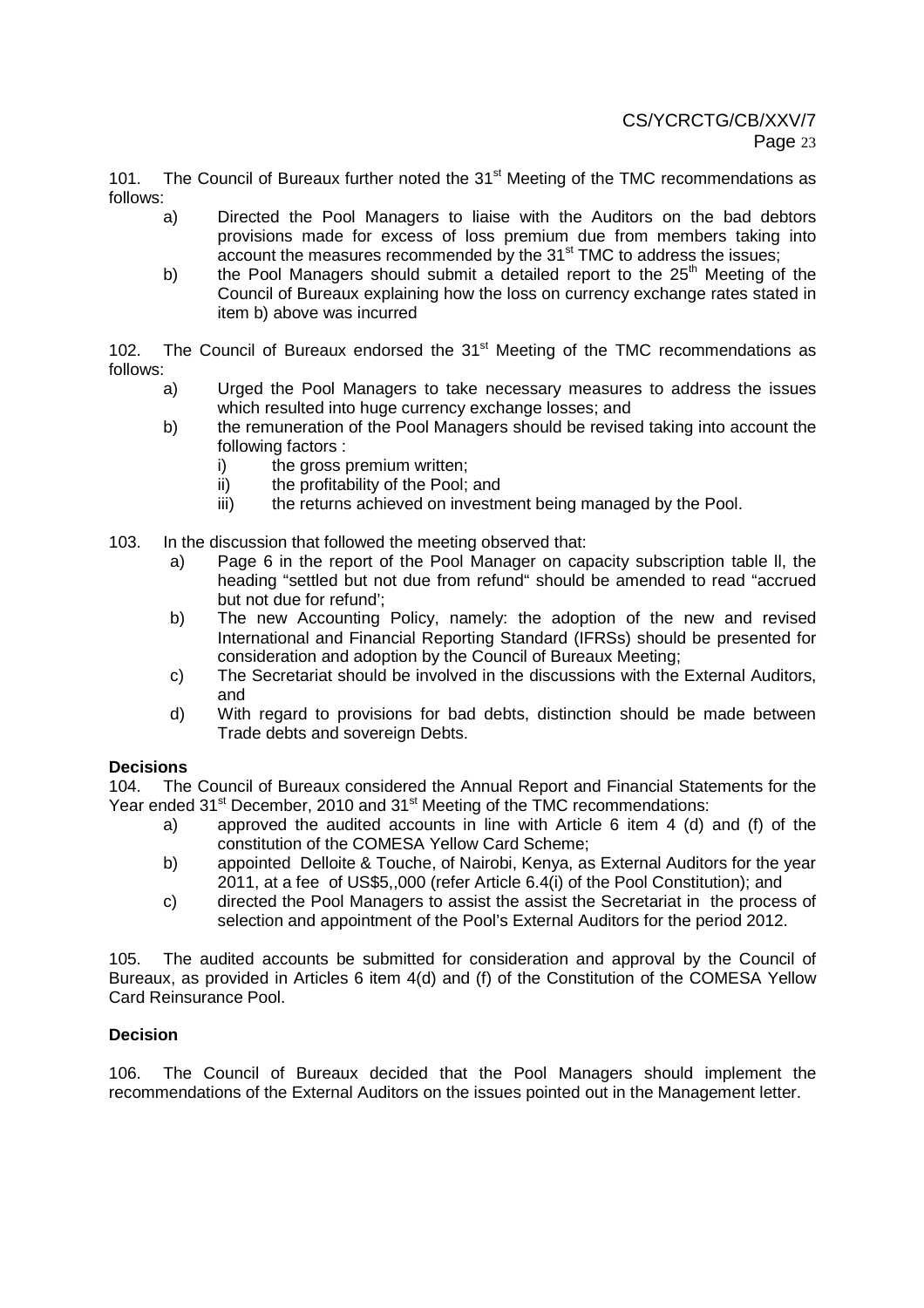101. The Council of Bureaux further noted the 31st Meeting of the TMC recommendations as follows:

a) Directed the Pool Managers to liaise with the Auditors on the bad debtors provisions made for excess of loss premium due from members taking into account the measures recommended by the 31st TMC to address the issues;

b) the Pool Managers should submit a detailed report to the 25th Meeting of the Council of Bureaux explaining how the loss on currency exchange rates stated in item b) above was incurred

102. The Council of Bureaux endorsed the 31st Meeting of the TMC recommendations as follows:

a) Urged the Pool Managers to take necessary measures to address the issues which resulted into huge currency exchange losses; and

b) the remuneration of the Pool Managers should be revised taking into account the following factors :

   i) the gross premium written;
   ii) the profitability of the Pool; and
   iii) the returns achieved on investment being managed by the Pool.

103. In the discussion that followed the meeting observed that:

a) Page 6 in the report of the Pool Manager on capacity subscription table ll, the heading "settled but not due from refund" should be amended to read "accrued but not due for refund';

b) The new Accounting Policy, namely: the adoption of the new and revised International and Financial Reporting Standard (IFRSs) should be presented for consideration and adoption by the Council of Bureaux Meeting;

c) The Secretariat should be involved in the discussions with the External Auditors, and

d) With regard to provisions for bad debts, distinction should be made between Trade debts and sovereign Debts.

**Decisions**

104. The Council of Bureaux considered the Annual Report and Financial Statements for the Year ended 31st December, 2010 and 31st Meeting of the TMC recommendations:

a) approved the audited accounts in line with Article 6 item 4 (d) and (f) of the constitution of the COMESA Yellow Card Scheme;

b) appointed Deloite & Touche, of Nairobi, Kenya, as External Auditors for the year 2011, at a fee of US$5,,000 (refer Article 6.4(i) of the Pool Constitution); and

c) directed the Pool Managers to assist the assist the Secretariat in the process of selection and appointment of the Pool's External Auditors for the period 2012.

105. The audited accounts be submitted for consideration and approval by the Council of Bureaux, as provided in Articles 6 item 4(d) and (f) of the Constitution of the COMESA Yellow Card Reinsurance Pool.

**Decision**

106. The Council of Bureaux decided that the Pool Managers should implement the recommendations of the External Auditors on the issues pointed out in the Management letter.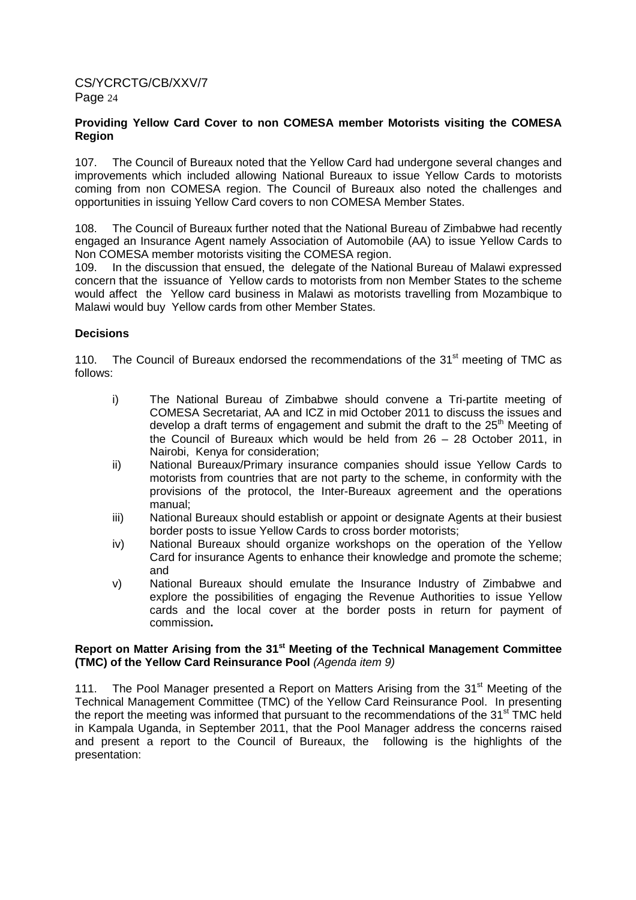**Providing Yellow Card Cover to non COMESA member Motorists visiting the COMESA Region**

107. The Council of Bureaux noted that the Yellow Card had undergone several changes and improvements which included allowing National Bureaux to issue Yellow Cards to motorists coming from non COMESA region. The Council of Bureaux also noted the challenges and opportunities in issuing Yellow Card covers to non COMESA Member States.

108. The Council of Bureaux further noted that the National Bureau of Zimbabwe had recently engaged an Insurance Agent namely Association of Automobile (AA) to issue Yellow Cards to Non COMESA member motorists visiting the COMESA region.

109. In the discussion that ensued, the delegate of the National Bureau of Malawi expressed concern that the issuance of Yellow cards to motorists from non Member States to the scheme would affect the Yellow card business in Malawi as motorists travelling from Mozambique to Malawi would buy Yellow cards from other Member States.

**Decisions**

110. The Council of Bureaux endorsed the recommendations of the 31st meeting of TMC as follows:

i) The National Bureau of Zimbabwe should convene a Tri-partite meeting of COMESA Secretariat, AA and ICZ in mid October 2011 to discuss the issues and develop a draft terms of engagement and submit the draft to the 25th Meeting of the Council of Bureaux which would be held from 26 – 28 October 2011, in Nairobi, Kenya for consideration;

ii) National Bureaux/Primary insurance companies should issue Yellow Cards to motorists from countries that are not party to the scheme, in conformity with the provisions of the protocol, the Inter-Bureaux agreement and the operations manual;

iii) National Bureaux should establish or appoint or designate Agents at their busiest border posts to issue Yellow Cards to cross border motorists;

iv) National Bureaux should organize workshops on the operation of the Yellow Card for insurance Agents to enhance their knowledge and promote the scheme; and

v) National Bureaux should emulate the Insurance Industry of Zimbabwe and explore the possibilities of engaging the Revenue Authorities to issue Yellow cards and the local cover at the border posts in return for payment of commission**.**

**Report on Matter Arising from the 31st Meeting of the Technical Management Committee (TMC) of the Yellow Card Reinsurance Pool** *(Agenda item 9)*

111. The Pool Manager presented a Report on Matters Arising from the 31st Meeting of the Technical Management Committee (TMC) of the Yellow Card Reinsurance Pool. In presenting the report the meeting was informed that pursuant to the recommendations of the 31st TMC held in Kampala Uganda, in September 2011, that the Pool Manager address the concerns raised and present a report to the Council of Bureaux, the following is the highlights of the presentation: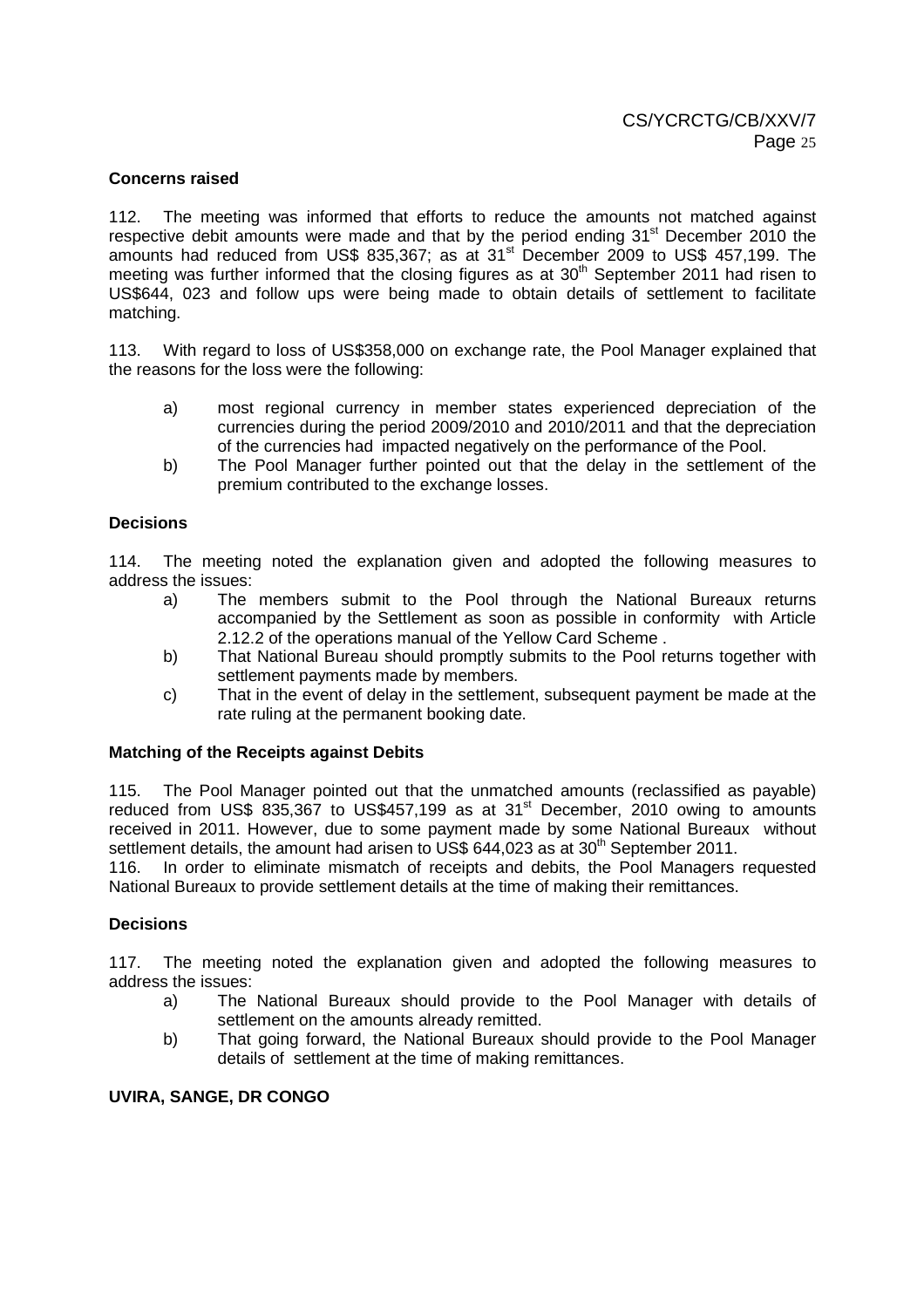### Concerns raised

112. The meeting was informed that efforts to reduce the amounts not matched against respective debit amounts were made and that by the period ending 31st December 2010 the amounts had reduced from US$ 835,367; as at 31st December 2009 to US$ 457,199. The meeting was further informed that the closing figures as at 30th September 2011 had risen to US$644, 023 and follow ups were being made to obtain details of settlement to facilitate matching.

113. With regard to loss of US$358,000 on exchange rate, the Pool Manager explained that the reasons for the loss were the following:

a) most regional currency in member states experienced depreciation of the currencies during the period 2009/2010 and 2010/2011 and that the depreciation of the currencies had impacted negatively on the performance of the Pool.

b) The Pool Manager further pointed out that the delay in the settlement of the premium contributed to the exchange losses.

### Decisions

114. The meeting noted the explanation given and adopted the following measures to address the issues:

a) The members submit to the Pool through the National Bureaux returns accompanied by the Settlement as soon as possible in conformity with Article 2.12.2 of the operations manual of the Yellow Card Scheme .

b) That National Bureau should promptly submits to the Pool returns together with settlement payments made by members.

c) That in the event of delay in the settlement, subsequent payment be made at the rate ruling at the permanent booking date.

### Matching of the Receipts against Debits

115. The Pool Manager pointed out that the unmatched amounts (reclassified as payable) reduced from US$ 835,367 to US$457,199 as at 31st December, 2010 owing to amounts received in 2011. However, due to some payment made by some National Bureaux without settlement details, the amount had arisen to US$ 644,023 as at 30th September 2011.

116. In order to eliminate mismatch of receipts and debits, the Pool Managers requested National Bureaux to provide settlement details at the time of making their remittances.

### Decisions

117. The meeting noted the explanation given and adopted the following measures to address the issues:

a) The National Bureaux should provide to the Pool Manager with details of settlement on the amounts already remitted.

b) That going forward, the National Bureaux should provide to the Pool Manager details of settlement at the time of making remittances.

### UVIRA, SANGE, DR CONGO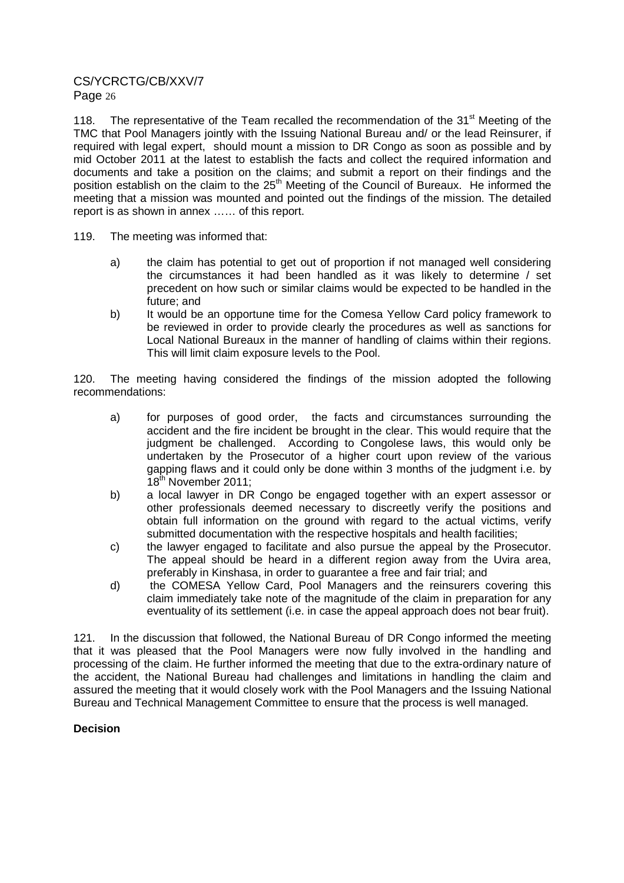118. The representative of the Team recalled the recommendation of the 31st Meeting of the TMC that Pool Managers jointly with the Issuing National Bureau and/ or the lead Reinsurer, if required with legal expert, should mount a mission to DR Congo as soon as possible and by mid October 2011 at the latest to establish the facts and collect the required information and documents and take a position on the claims; and submit a report on their findings and the position establish on the claim to the 25th Meeting of the Council of Bureaux. He informed the meeting that a mission was mounted and pointed out the findings of the mission. The detailed report is as shown in annex …… of this report.

119. The meeting was informed that:

a) the claim has potential to get out of proportion if not managed well considering the circumstances it had been handled as it was likely to determine / set precedent on how such or similar claims would be expected to be handled in the future; and

b) It would be an opportune time for the Comesa Yellow Card policy framework to be reviewed in order to provide clearly the procedures as well as sanctions for Local National Bureaux in the manner of handling of claims within their regions. This will limit claim exposure levels to the Pool.

120. The meeting having considered the findings of the mission adopted the following recommendations:

a) for purposes of good order, the facts and circumstances surrounding the accident and the fire incident be brought in the clear. This would require that the judgment be challenged. According to Congolese laws, this would only be undertaken by the Prosecutor of a higher court upon review of the various gapping flaws and it could only be done within 3 months of the judgment i.e. by 18th November 2011;

b) a local lawyer in DR Congo be engaged together with an expert assessor or other professionals deemed necessary to discreetly verify the positions and obtain full information on the ground with regard to the actual victims, verify submitted documentation with the respective hospitals and health facilities;

c) the lawyer engaged to facilitate and also pursue the appeal by the Prosecutor. The appeal should be heard in a different region away from the Uvira area, preferably in Kinshasa, in order to guarantee a free and fair trial; and

d) the COMESA Yellow Card, Pool Managers and the reinsurers covering this claim immediately take note of the magnitude of the claim in preparation for any eventuality of its settlement (i.e. in case the appeal approach does not bear fruit).

121. In the discussion that followed, the National Bureau of DR Congo informed the meeting that it was pleased that the Pool Managers were now fully involved in the handling and processing of the claim. He further informed the meeting that due to the extra-ordinary nature of the accident, the National Bureau had challenges and limitations in handling the claim and assured the meeting that it would closely work with the Pool Managers and the Issuing National Bureau and Technical Management Committee to ensure that the process is well managed.

**Decision**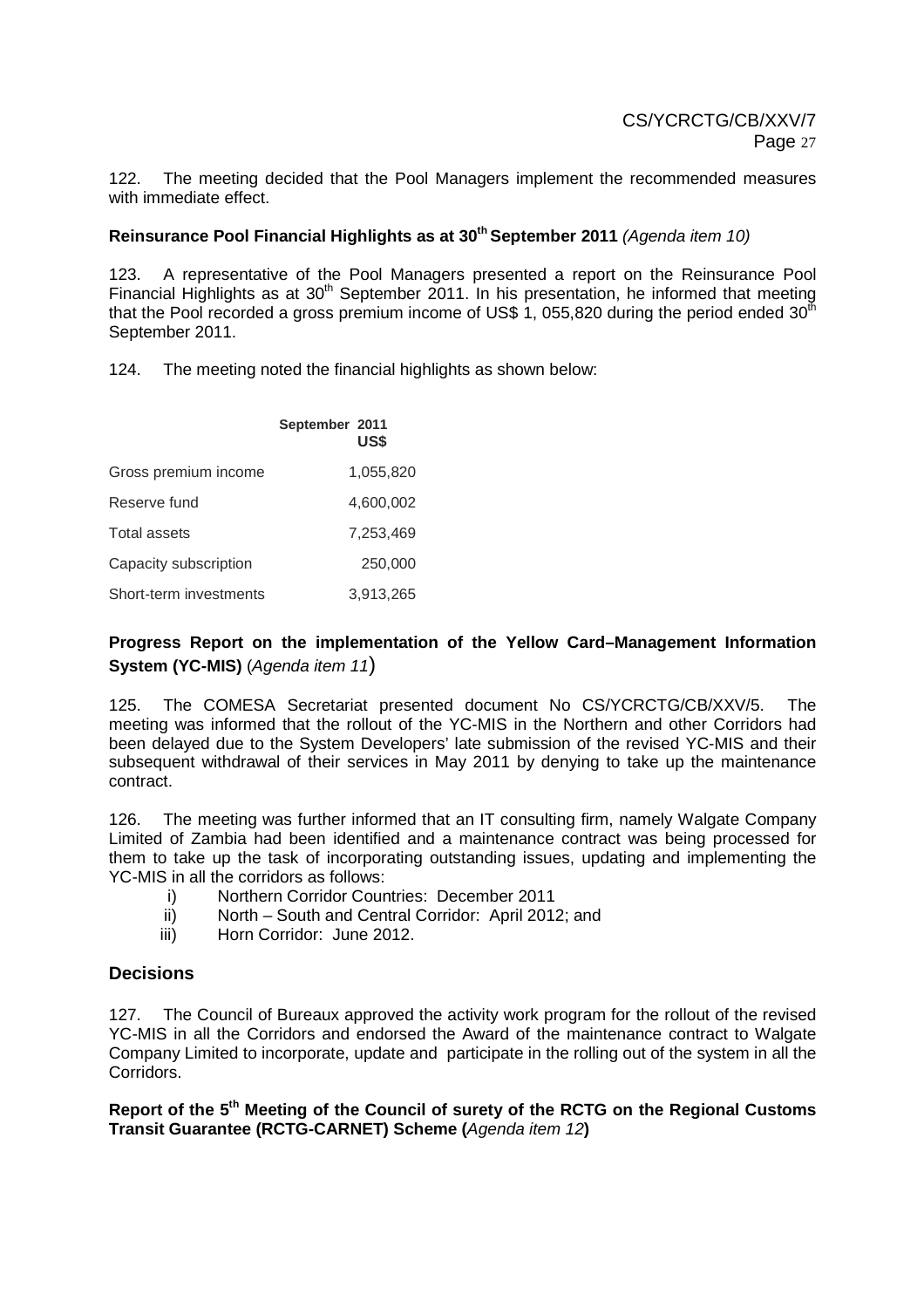122. The meeting decided that the Pool Managers implement the recommended measures with immediate effect.

**Reinsurance Pool Financial Highlights as at 30th September 2011** *(Agenda item 10)*

123. A representative of the Pool Managers presented a report on the Reinsurance Pool Financial Highlights as at 30th September 2011. In his presentation, he informed that meeting that the Pool recorded a gross premium income of US$ 1, 055,820 during the period ended 30th September 2011.

124. The meeting noted the financial highlights as shown below:

| | September 2011 US$ |
|---|---|
| Gross premium income | 1,055,820 |
| Reserve fund | 4,600,002 |
| Total assets | 7,253,469 |
| Capacity subscription | 250,000 |
| Short-term investments | 3,913,265 |

**Progress Report on the implementation of the Yellow Card–Management Information System (YC-MIS)** (*Agenda item 11*)

125. The COMESA Secretariat presented document No CS/YCRCTG/CB/XXV/5. The meeting was informed that the rollout of the YC-MIS in the Northern and other Corridors had been delayed due to the System Developers' late submission of the revised YC-MIS and their subsequent withdrawal of their services in May 2011 by denying to take up the maintenance contract.

126. The meeting was further informed that an IT consulting firm, namely Walgate Company Limited of Zambia had been identified and a maintenance contract was being processed for them to take up the task of incorporating outstanding issues, updating and implementing the YC-MIS in all the corridors as follows:

i) Northern Corridor Countries: December 2011
ii) North – South and Central Corridor: April 2012; and
iii) Horn Corridor: June 2012.

## Decisions

127. The Council of Bureaux approved the activity work program for the rollout of the revised YC-MIS in all the Corridors and endorsed the Award of the maintenance contract to Walgate Company Limited to incorporate, update and participate in the rolling out of the system in all the Corridors.

**Report of the 5th Meeting of the Council of surety of the RCTG on the Regional Customs Transit Guarantee (RCTG-CARNET) Scheme (***Agenda item 12***)**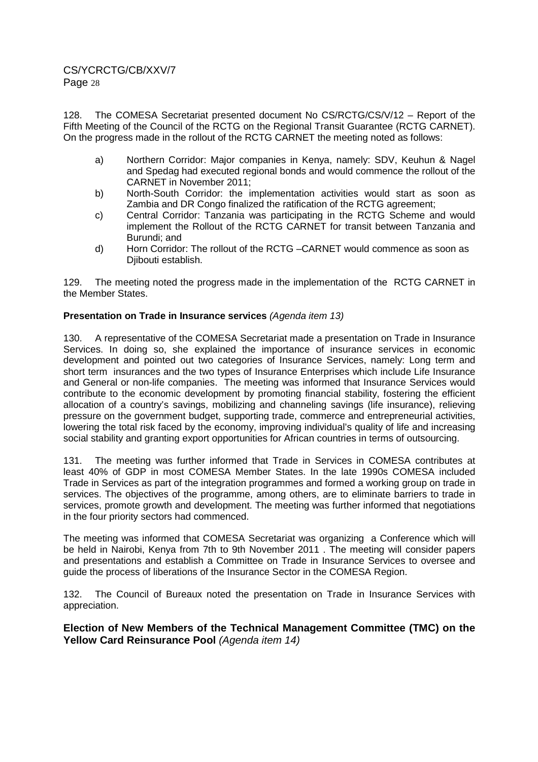128. The COMESA Secretariat presented document No CS/RCTG/CS/V/12 – Report of the Fifth Meeting of the Council of the RCTG on the Regional Transit Guarantee (RCTG CARNET). On the progress made in the rollout of the RCTG CARNET the meeting noted as follows:

a) Northern Corridor: Major companies in Kenya, namely: SDV, Keuhun & Nagel and Spedag had executed regional bonds and would commence the rollout of the CARNET in November 2011;
b) North-South Corridor: the implementation activities would start as soon as Zambia and DR Congo finalized the ratification of the RCTG agreement;
c) Central Corridor: Tanzania was participating in the RCTG Scheme and would implement the Rollout of the RCTG CARNET for transit between Tanzania and Burundi; and
d) Horn Corridor: The rollout of the RCTG –CARNET would commence as soon as Djibouti establish.

129. The meeting noted the progress made in the implementation of the RCTG CARNET in the Member States.

**Presentation on Trade in Insurance services** *(Agenda item 13)*

130. A representative of the COMESA Secretariat made a presentation on Trade in Insurance Services. In doing so, she explained the importance of insurance services in economic development and pointed out two categories of Insurance Services, namely: Long term and short term insurances and the two types of Insurance Enterprises which include Life Insurance and General or non-life companies. The meeting was informed that Insurance Services would contribute to the economic development by promoting financial stability, fostering the efficient allocation of a country's savings, mobilizing and channeling savings (life insurance), relieving pressure on the government budget, supporting trade, commerce and entrepreneurial activities, lowering the total risk faced by the economy, improving individual's quality of life and increasing social stability and granting export opportunities for African countries in terms of outsourcing.

131. The meeting was further informed that Trade in Services in COMESA contributes at least 40% of GDP in most COMESA Member States. In the late 1990s COMESA included Trade in Services as part of the integration programmes and formed a working group on trade in services. The objectives of the programme, among others, are to eliminate barriers to trade in services, promote growth and development. The meeting was further informed that negotiations in the four priority sectors had commenced.

The meeting was informed that COMESA Secretariat was organizing a Conference which will be held in Nairobi, Kenya from 7th to 9th November 2011 . The meeting will consider papers and presentations and establish a Committee on Trade in Insurance Services to oversee and guide the process of liberations of the Insurance Sector in the COMESA Region.

132. The Council of Bureaux noted the presentation on Trade in Insurance Services with appreciation.

### Election of New Members of the Technical Management Committee (TMC) on the Yellow Card Reinsurance Pool *(Agenda item 14)*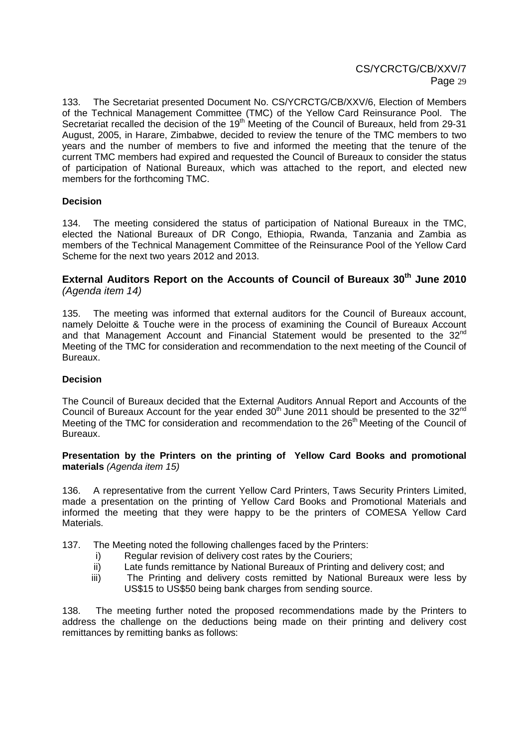133. The Secretariat presented Document No. CS/YCRCTG/CB/XXV/6, Election of Members of the Technical Management Committee (TMC) of the Yellow Card Reinsurance Pool. The Secretariat recalled the decision of the 19th Meeting of the Council of Bureaux, held from 29-31 August, 2005, in Harare, Zimbabwe, decided to review the tenure of the TMC members to two years and the number of members to five and informed the meeting that the tenure of the current TMC members had expired and requested the Council of Bureaux to consider the status of participation of National Bureaux, which was attached to the report, and elected new members for the forthcoming TMC.

**Decision**

134. The meeting considered the status of participation of National Bureaux in the TMC, elected the National Bureaux of DR Congo, Ethiopia, Rwanda, Tanzania and Zambia as members of the Technical Management Committee of the Reinsurance Pool of the Yellow Card Scheme for the next two years 2012 and 2013.

## External Auditors Report on the Accounts of Council of Bureaux 30th June 2010 *(Agenda item 14)*

135. The meeting was informed that external auditors for the Council of Bureaux account, namely Deloitte & Touche were in the process of examining the Council of Bureaux Account and that Management Account and Financial Statement would be presented to the 32nd Meeting of the TMC for consideration and recommendation to the next meeting of the Council of Bureaux.

**Decision**

The Council of Bureaux decided that the External Auditors Annual Report and Accounts of the Council of Bureaux Account for the year ended 30th June 2011 should be presented to the 32nd Meeting of the TMC for consideration and recommendation to the 26th Meeting of the Council of Bureaux.

**Presentation by the Printers on the printing of Yellow Card Books and promotional materials** *(Agenda item 15)*

136. A representative from the current Yellow Card Printers, Taws Security Printers Limited, made a presentation on the printing of Yellow Card Books and Promotional Materials and informed the meeting that they were happy to be the printers of COMESA Yellow Card Materials.

137. The Meeting noted the following challenges faced by the Printers:

- i) Regular revision of delivery cost rates by the Couriers;
- ii) Late funds remittance by National Bureaux of Printing and delivery cost; and
- iii) The Printing and delivery costs remitted by National Bureaux were less by US$15 to US$50 being bank charges from sending source.

138. The meeting further noted the proposed recommendations made by the Printers to address the challenge on the deductions being made on their printing and delivery cost remittances by remitting banks as follows: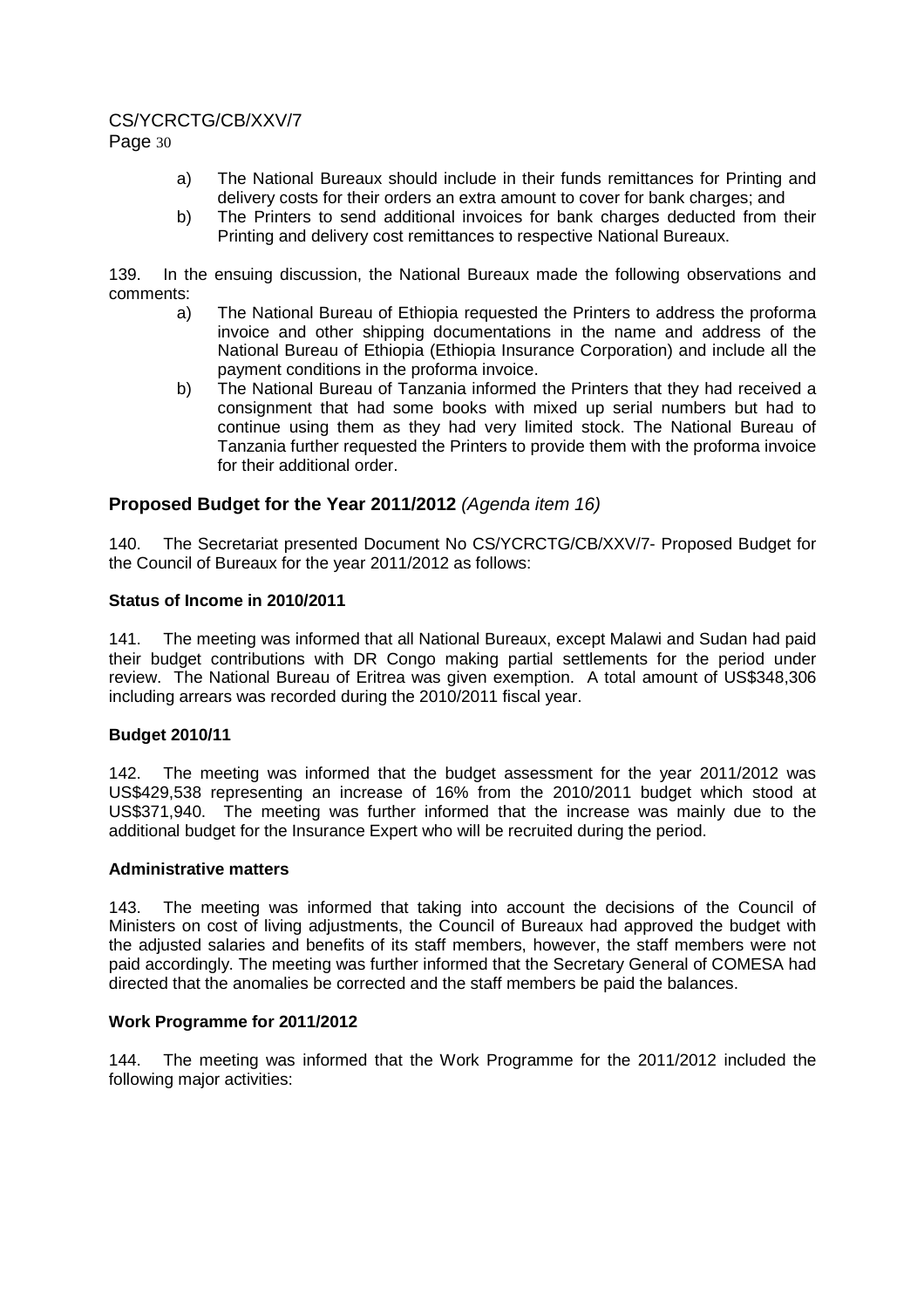a) The National Bureaux should include in their funds remittances for Printing and delivery costs for their orders an extra amount to cover for bank charges; and

b) The Printers to send additional invoices for bank charges deducted from their Printing and delivery cost remittances to respective National Bureaux.

139. In the ensuing discussion, the National Bureaux made the following observations and comments:

a) The National Bureau of Ethiopia requested the Printers to address the proforma invoice and other shipping documentations in the name and address of the National Bureau of Ethiopia (Ethiopia Insurance Corporation) and include all the payment conditions in the proforma invoice.

b) The National Bureau of Tanzania informed the Printers that they had received a consignment that had some books with mixed up serial numbers but had to continue using them as they had very limited stock. The National Bureau of Tanzania further requested the Printers to provide them with the proforma invoice for their additional order.

## Proposed Budget for the Year 2011/2012 *(Agenda item 16)*

140. The Secretariat presented Document No CS/YCRCTG/CB/XXV/7- Proposed Budget for the Council of Bureaux for the year 2011/2012 as follows:

### Status of Income in 2010/2011

141. The meeting was informed that all National Bureaux, except Malawi and Sudan had paid their budget contributions with DR Congo making partial settlements for the period under review. The National Bureau of Eritrea was given exemption. A total amount of US$348,306 including arrears was recorded during the 2010/2011 fiscal year.

### Budget 2010/11

142. The meeting was informed that the budget assessment for the year 2011/2012 was US$429,538 representing an increase of 16% from the 2010/2011 budget which stood at US$371,940. The meeting was further informed that the increase was mainly due to the additional budget for the Insurance Expert who will be recruited during the period.

### Administrative matters

143. The meeting was informed that taking into account the decisions of the Council of Ministers on cost of living adjustments, the Council of Bureaux had approved the budget with the adjusted salaries and benefits of its staff members, however, the staff members were not paid accordingly. The meeting was further informed that the Secretary General of COMESA had directed that the anomalies be corrected and the staff members be paid the balances.

### Work Programme for 2011/2012

144. The meeting was informed that the Work Programme for the 2011/2012 included the following major activities: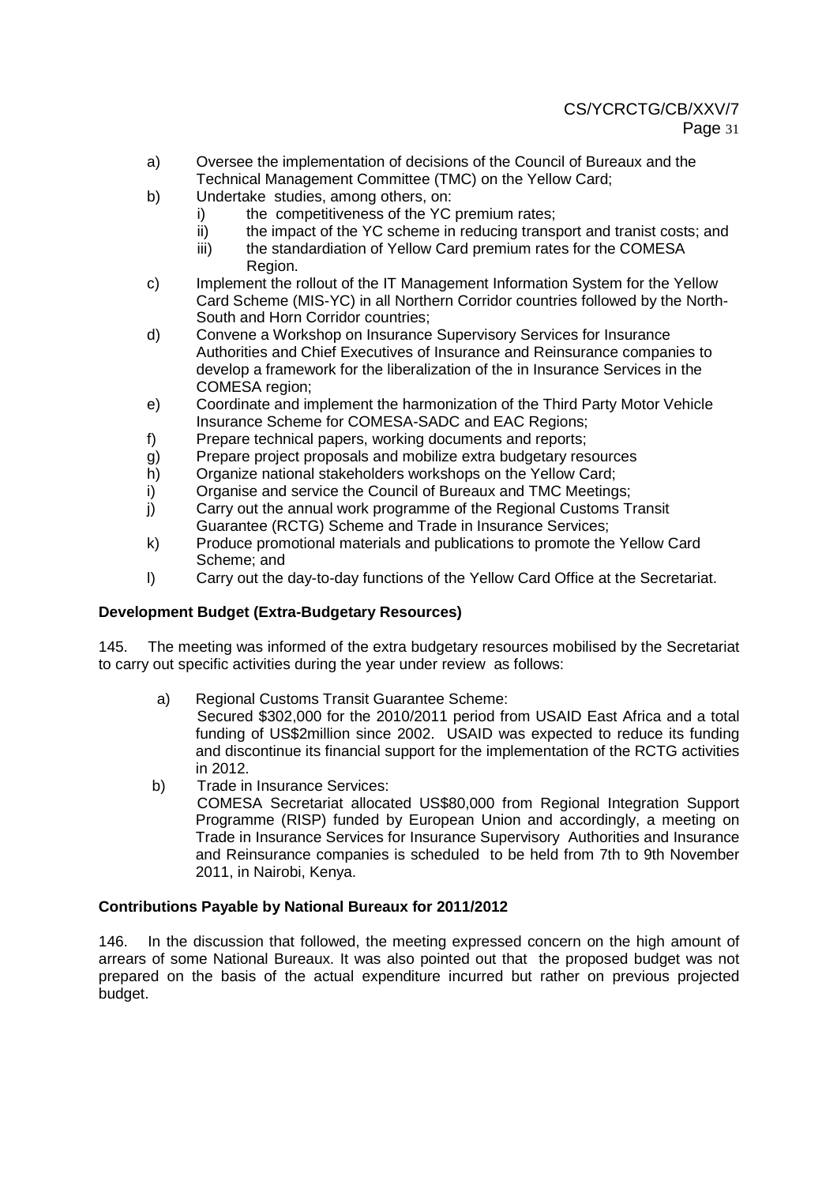a) Oversee the implementation of decisions of the Council of Bureaux and the Technical Management Committee (TMC) on the Yellow Card;

b) Undertake studies, among others, on:
   - i) the competitiveness of the YC premium rates;
   - ii) the impact of the YC scheme in reducing transport and tranist costs; and
   - iii) the standardiation of Yellow Card premium rates for the COMESA Region.

c) Implement the rollout of the IT Management Information System for the Yellow Card Scheme (MIS-YC) in all Northern Corridor countries followed by the North-South and Horn Corridor countries;

d) Convene a Workshop on Insurance Supervisory Services for Insurance Authorities and Chief Executives of Insurance and Reinsurance companies to develop a framework for the liberalization of the in Insurance Services in the COMESA region;

e) Coordinate and implement the harmonization of the Third Party Motor Vehicle Insurance Scheme for COMESA-SADC and EAC Regions;

f) Prepare technical papers, working documents and reports;

g) Prepare project proposals and mobilize extra budgetary resources

h) Organize national stakeholders workshops on the Yellow Card;

i) Organise and service the Council of Bureaux and TMC Meetings;

j) Carry out the annual work programme of the Regional Customs Transit Guarantee (RCTG) Scheme and Trade in Insurance Services;

k) Produce promotional materials and publications to promote the Yellow Card Scheme; and

l) Carry out the day-to-day functions of the Yellow Card Office at the Secretariat.

**Development Budget (Extra-Budgetary Resources)**

145. The meeting was informed of the extra budgetary resources mobilised by the Secretariat to carry out specific activities during the year under review as follows:

a) Regional Customs Transit Guarantee Scheme:
Secured $302,000 for the 2010/2011 period from USAID East Africa and a total funding of US$2million since 2002. USAID was expected to reduce its funding and discontinue its financial support for the implementation of the RCTG activities in 2012.

b) Trade in Insurance Services:
COMESA Secretariat allocated US$80,000 from Regional Integration Support Programme (RISP) funded by European Union and accordingly, a meeting on Trade in Insurance Services for Insurance Supervisory Authorities and Insurance and Reinsurance companies is scheduled to be held from 7th to 9th November 2011, in Nairobi, Kenya.

**Contributions Payable by National Bureaux for 2011/2012**

146. In the discussion that followed, the meeting expressed concern on the high amount of arrears of some National Bureaux. It was also pointed out that the proposed budget was not prepared on the basis of the actual expenditure incurred but rather on previous projected budget.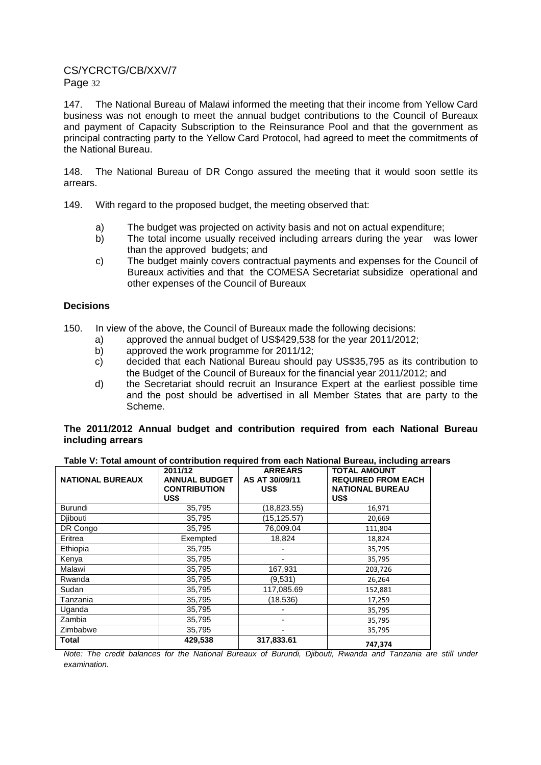147. The National Bureau of Malawi informed the meeting that their income from Yellow Card business was not enough to meet the annual budget contributions to the Council of Bureaux and payment of Capacity Subscription to the Reinsurance Pool and that the government as principal contracting party to the Yellow Card Protocol, had agreed to meet the commitments of the National Bureau.

148. The National Bureau of DR Congo assured the meeting that it would soon settle its arrears.

149. With regard to the proposed budget, the meeting observed that:

a) The budget was projected on activity basis and not on actual expenditure;
b) The total income usually received including arrears during the year was lower than the approved budgets; and
c) The budget mainly covers contractual payments and expenses for the Council of Bureaux activities and that the COMESA Secretariat subsidize operational and other expenses of the Council of Bureaux

**Decisions**

150. In view of the above, the Council of Bureaux made the following decisions:

a) approved the annual budget of US$429,538 for the year 2011/2012;
b) approved the work programme for 2011/12;
c) decided that each National Bureau should pay US$35,795 as its contribution to the Budget of the Council of Bureaux for the financial year 2011/2012; and
d) the Secretariat should recruit an Insurance Expert at the earliest possible time and the post should be advertised in all Member States that are party to the Scheme.

**The 2011/2012 Annual budget and contribution required from each National Bureau including arrears**

**Table V: Total amount of contribution required from each National Bureau, including arrears**

| NATIONAL BUREAUX | 2011/12 ANNUAL BUDGET CONTRIBUTION US$ | ARREARS AS AT 30/09/11 US$ | TOTAL AMOUNT REQUIRED FROM EACH NATIONAL BUREAU US$ |
|---|---|---|---|
| Burundi | 35,795 | (18,823.55) | 16,971 |
| Djibouti | 35,795 | (15,125.57) | 20,669 |
| DR Congo | 35,795 | 76,009.04 | 111,804 |
| Eritrea | Exempted | 18,824 | 18,824 |
| Ethiopia | 35,795 | - | 35,795 |
| Kenya | 35,795 | - | 35,795 |
| Malawi | 35,795 | 167,931 | 203,726 |
| Rwanda | 35,795 | (9,531) | 26,264 |
| Sudan | 35,795 | 117,085.69 | 152,881 |
| Tanzania | 35,795 | (18,536) | 17,259 |
| Uganda | 35,795 | - | 35,795 |
| Zambia | 35,795 | - | 35,795 |
| Zimbabwe | 35,795 | - | 35,795 |
| **Total** | **429,538** | **317,833.61** | **747,374** |

*Note: The credit balances for the National Bureaux of Burundi, Djibouti, Rwanda and Tanzania are still under examination.*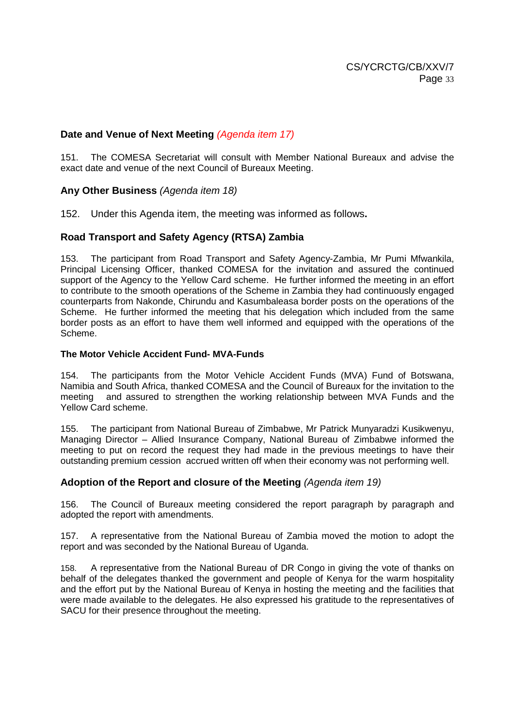## Date and Venue of Next Meeting *(Agenda item 17)*

151. The COMESA Secretariat will consult with Member National Bureaux and advise the exact date and venue of the next Council of Bureaux Meeting.

## Any Other Business *(Agenda item 18)*

152. Under this Agenda item, the meeting was informed as follows**.**

## Road Transport and Safety Agency (RTSA) Zambia

153. The participant from Road Transport and Safety Agency-Zambia, Mr Pumi Mfwankila, Principal Licensing Officer, thanked COMESA for the invitation and assured the continued support of the Agency to the Yellow Card scheme. He further informed the meeting in an effort to contribute to the smooth operations of the Scheme in Zambia they had continuously engaged counterparts from Nakonde, Chirundu and Kasumbaleasa border posts on the operations of the Scheme. He further informed the meeting that his delegation which included from the same border posts as an effort to have them well informed and equipped with the operations of the Scheme.

### The Motor Vehicle Accident Fund- MVA-Funds

154. The participants from the Motor Vehicle Accident Funds (MVA) Fund of Botswana, Namibia and South Africa, thanked COMESA and the Council of Bureaux for the invitation to the meeting and assured to strengthen the working relationship between MVA Funds and the Yellow Card scheme.

155. The participant from National Bureau of Zimbabwe, Mr Patrick Munyaradzi Kusikwenyu, Managing Director – Allied Insurance Company, National Bureau of Zimbabwe informed the meeting to put on record the request they had made in the previous meetings to have their outstanding premium cession accrued written off when their economy was not performing well.

## Adoption of the Report and closure of the Meeting *(Agenda item 19)*

156. The Council of Bureaux meeting considered the report paragraph by paragraph and adopted the report with amendments.

157. A representative from the National Bureau of Zambia moved the motion to adopt the report and was seconded by the National Bureau of Uganda.

158. A representative from the National Bureau of DR Congo in giving the vote of thanks on behalf of the delegates thanked the government and people of Kenya for the warm hospitality and the effort put by the National Bureau of Kenya in hosting the meeting and the facilities that were made available to the delegates. He also expressed his gratitude to the representatives of SACU for their presence throughout the meeting.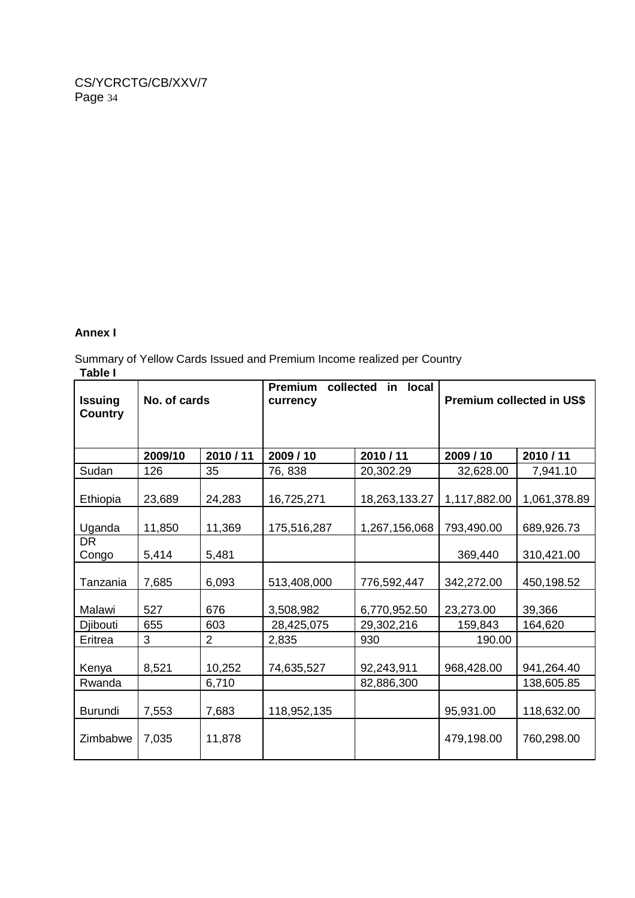**Annex I**

Summary of Yellow Cards Issued and Premium Income realized per Country

**Table I**

| Issuing Country | No. of cards | | Premium collected in local currency | | Premium collected in US$ | |
|---|---|---|---|---|---|---|
| | **2009/10** | **2010 / 11** | **2009 / 10** | **2010 / 11** | **2009 / 10** | **2010 / 11** |
| Sudan | 126 | 35 | 76, 838 | 20,302.29 | 32,628.00 | 7,941.10 |
| Ethiopia | 23,689 | 24,283 | 16,725,271 | 18,263,133.27 | 1,117,882.00 | 1,061,378.89 |
| Uganda | 11,850 | 11,369 | 175,516,287 | 1,267,156,068 | 793,490.00 | 689,926.73 |
| DR Congo | 5,414 | 5,481 | | | 369,440 | 310,421.00 |
| Tanzania | 7,685 | 6,093 | 513,408,000 | 776,592,447 | 342,272.00 | 450,198.52 |
| Malawi | 527 | 676 | 3,508,982 | 6,770,952.50 | 23,273.00 | 39,366 |
| Djibouti | 655 | 603 | 28,425,075 | 29,302,216 | 159,843 | 164,620 |
| Eritrea | 3 | 2 | 2,835 | 930 | 190.00 | |
| Kenya | 8,521 | 10,252 | 74,635,527 | 92,243,911 | 968,428.00 | 941,264.40 |
| Rwanda | | 6,710 | | 82,886,300 | | 138,605.85 |
| Burundi | 7,553 | 7,683 | 118,952,135 | | 95,931.00 | 118,632.00 |
| Zimbabwe | 7,035 | 11,878 | | | 479,198.00 | 760,298.00 |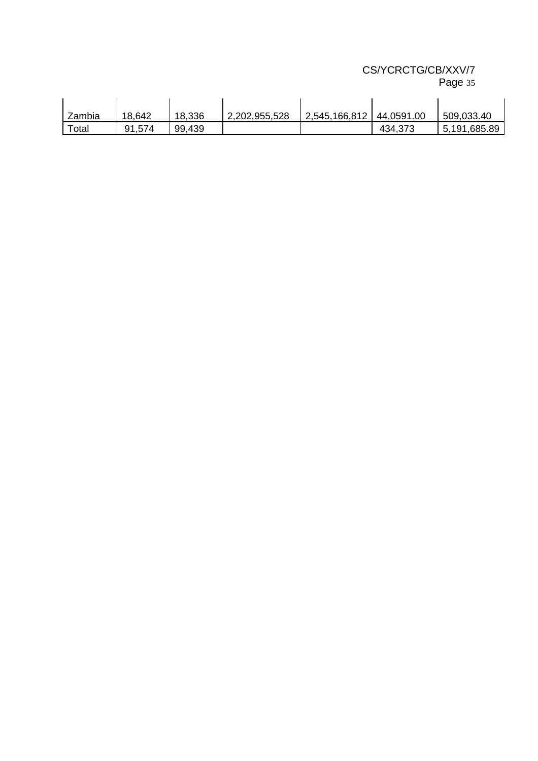| Zambia | 18,642 | 18,336 | 2,202,955,528 | 2,545,166,812 | 44,0591.00 | 509,033.40 |
|---|---|---|---|---|---|---|
| Total | 91,574 | 99,439 | | | 434,373 | 5,191,685.89 |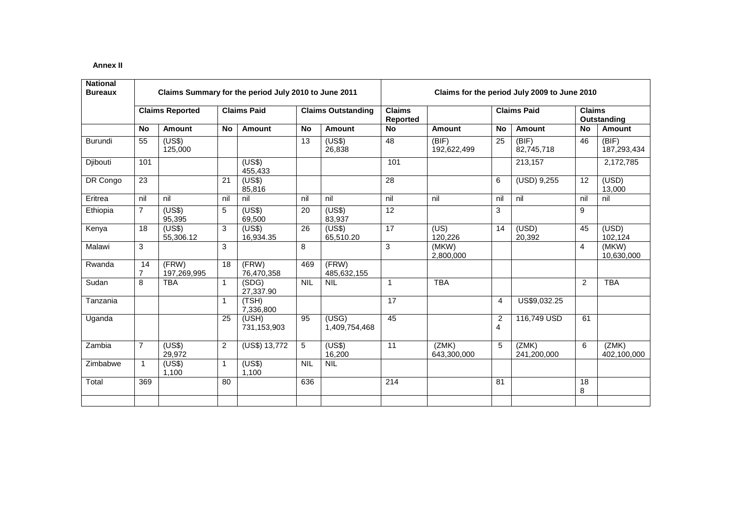**Annex II**

| National Bureaux | Claims Summary for the period July 2010 to June 2011 | | | | | | Claims for the period July 2009 to June 2010 | | | | | |
|---|---|---|---|---|---|---|---|---|---|---|---|---|
| | Claims Reported | | Claims Paid | | Claims Outstanding | | Claims Reported | | Claims Paid | | Claims Outstanding | |
| | No | Amount | No | Amount | No | Amount | No | Amount | No | Amount | No | Amount |
| Burundi | 55 | (US$) 125,000 | | | 13 | (US$) 26,838 | 48 | (BIF) 192,622,499 | 25 | (BIF) 82,745,718 | 46 | (BIF) 187,293,434 |
| Djibouti | 101 | | | (US$) 455,433 | | | 101 | | | 213,157 | | 2,172,785 |
| DR Congo | 23 | | 21 | (US$) 85,816 | | | 28 | | 6 | (USD) 9,255 | 12 | (USD) 13,000 |
| Eritrea | nil | nil | nil | nil | nil | nil | nil | nil | nil | nil | nil | nil |
| Ethiopia | 7 | (US$) 95,395 | 5 | (US$) 69,500 | 20 | (US$) 83,937 | 12 | | 3 | | 9 | |
| Kenya | 18 | (US$) 55,306.12 | 3 | (US$) 16,934.35 | 26 | (US$) 65,510.20 | 17 | (US) 120,226 | 14 | (USD) 20,392 | 45 | (USD) 102,124 |
| Malawi | 3 | | 3 | | 8 | | 3 | (MKW) 2,800,000 | | | 4 | (MKW) 10,630,000 |
| Rwanda | 147 | (FRW) 197,269,995 | 18 | (FRW) 76,470,358 | 469 | (FRW) 485,632,155 | | | | | | |
| Sudan | 8 | TBA | 1 | (SDG) 27,337.90 | NIL | NIL | 1 | TBA | | | 2 | TBA |
| Tanzania | | | 1 | (TSH) 7,336,800 | | | 17 | | 4 | US$9,032.25 | | |
| Uganda | | | 25 | (USH) 731,153,903 | 95 | (USG) 1,409,754,468 | 45 | | 24 | 116,749 USD | 61 | |
| Zambia | 7 | (US$) 29,972 | 2 | (US$) 13,772 | 5 | (US$) 16,200 | 11 | (ZMK) 643,300,000 | 5 | (ZMK) 241,200,000 | 6 | (ZMK) 402,100,000 |
| Zimbabwe | 1 | (US$) 1,100 | 1 | (US$) 1,100 | NIL | NIL | | | | | | |
| Total | 369 | | 80 | | 636 | | 214 | | 81 | | 188 | |
| | | | | | | | | | | | | |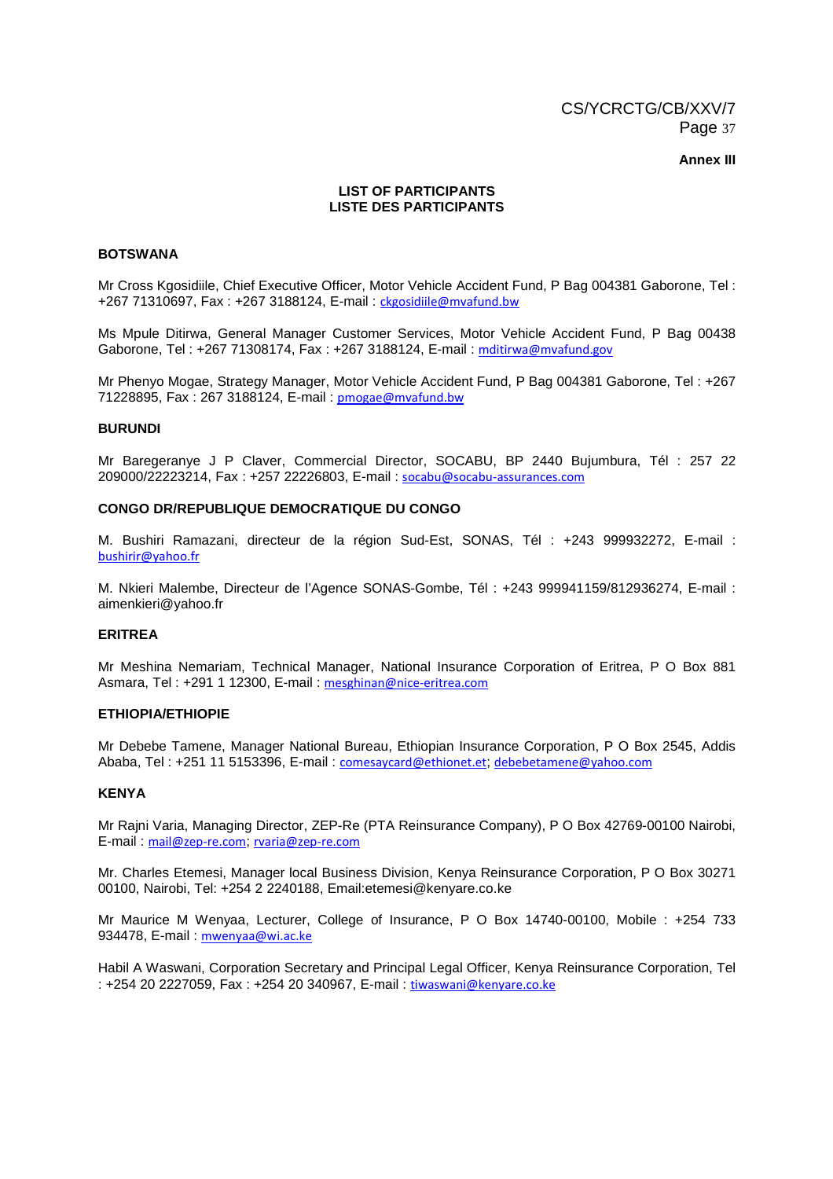**Annex III**

**LIST OF PARTICIPANTS**
**LISTE DES PARTICIPANTS**

**BOTSWANA**

Mr Cross Kgosidiile, Chief Executive Officer, Motor Vehicle Accident Fund, P Bag 004381 Gaborone, Tel : +267 71310697, Fax : +267 3188124, E-mail : ckgosidiile@mvafund.bw

Ms Mpule Ditirwa, General Manager Customer Services, Motor Vehicle Accident Fund, P Bag 00438 Gaborone, Tel : +267 71308174, Fax : +267 3188124, E-mail : mditirwa@mvafund.gov

Mr Phenyo Mogae, Strategy Manager, Motor Vehicle Accident Fund, P Bag 004381 Gaborone, Tel : +267 71228895, Fax : 267 3188124, E-mail : pmogae@mvafund.bw

**BURUNDI**

Mr Baregeranye J P Claver, Commercial Director, SOCABU, BP 2440 Bujumbura, Tél : 257 22 209000/22223214, Fax : +257 22226803, E-mail : socabu@socabu-assurances.com

**CONGO DR/REPUBLIQUE DEMOCRATIQUE DU CONGO**

M. Bushiri Ramazani, directeur de la région Sud-Est, SONAS, Tél : +243 999932272, E-mail : bushirir@yahoo.fr

M. Nkieri Malembe, Directeur de l'Agence SONAS-Gombe, Tél : +243 999941159/812936274, E-mail : aimenkieri@yahoo.fr

**ERITREA**

Mr Meshina Nemariam, Technical Manager, National Insurance Corporation of Eritrea, P O Box 881 Asmara, Tel : +291 1 12300, E-mail : mesghinan@nice-eritrea.com

**ETHIOPIA/ETHIOPIE**

Mr Debebe Tamene, Manager National Bureau, Ethiopian Insurance Corporation, P O Box 2545, Addis Ababa, Tel : +251 11 5153396, E-mail : comesaycard@ethionet.et; debebetamene@yahoo.com

**KENYA**

Mr Rajni Varia, Managing Director, ZEP-Re (PTA Reinsurance Company), P O Box 42769-00100 Nairobi, E-mail : mail@zep-re.com; rvaria@zep-re.com

Mr. Charles Etemesi, Manager local Business Division, Kenya Reinsurance Corporation, P O Box 30271 00100, Nairobi, Tel: +254 2 2240188, Email:etemesi@kenyare.co.ke

Mr Maurice M Wenyaa, Lecturer, College of Insurance, P O Box 14740-00100, Mobile : +254 733 934478, E-mail : mwenyaa@wi.ac.ke

Habil A Waswani, Corporation Secretary and Principal Legal Officer, Kenya Reinsurance Corporation, Tel : +254 20 2227059, Fax : +254 20 340967, E-mail : tiwaswani@kenyare.co.ke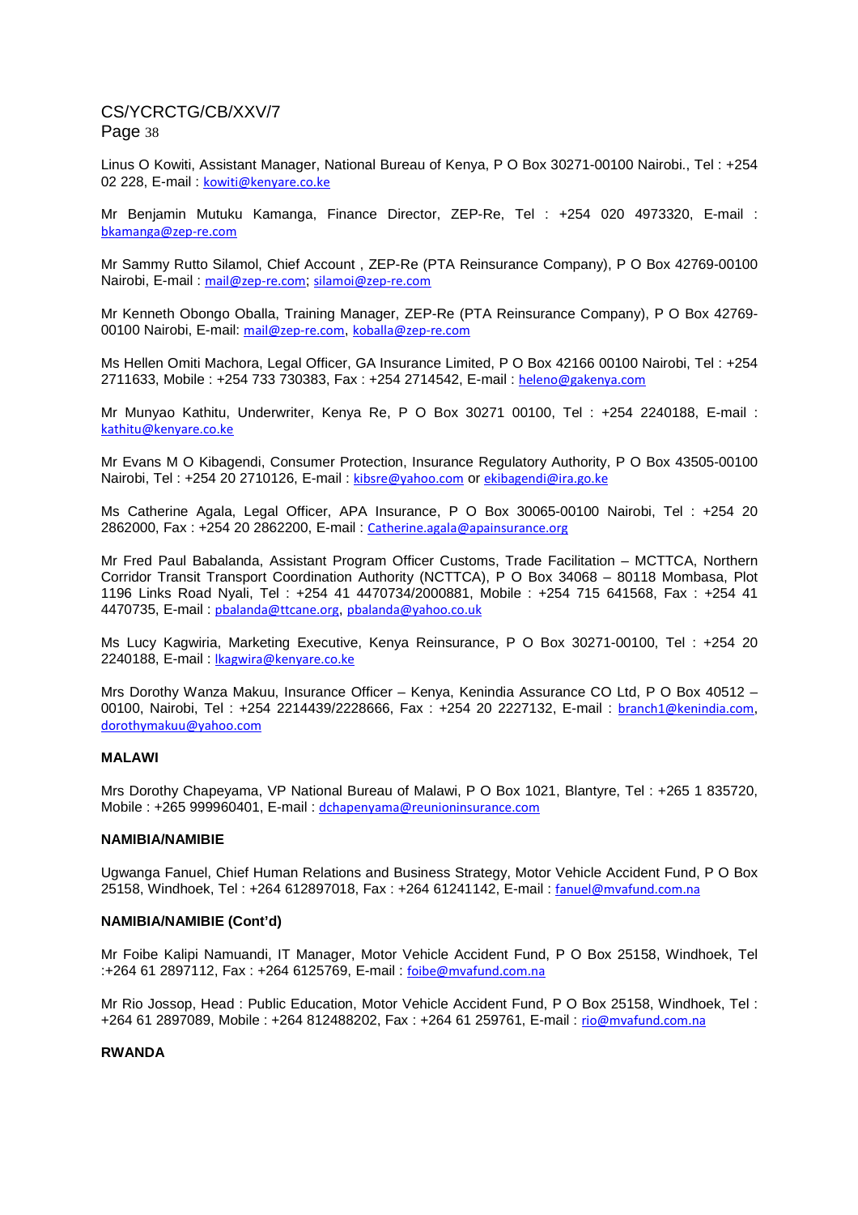Linus O Kowiti, Assistant Manager, National Bureau of Kenya, P O Box 30271-00100 Nairobi., Tel : +254 02 228, E-mail : kowiti@kenyare.co.ke

Mr Benjamin Mutuku Kamanga, Finance Director, ZEP-Re, Tel : +254 020 4973320, E-mail : bkamanga@zep-re.com

Mr Sammy Rutto Silamol, Chief Account , ZEP-Re (PTA Reinsurance Company), P O Box 42769-00100 Nairobi, E-mail : mail@zep-re.com; silamoi@zep-re.com

Mr Kenneth Obongo Oballa, Training Manager, ZEP-Re (PTA Reinsurance Company), P O Box 42769-00100 Nairobi, E-mail: mail@zep-re.com, koballa@zep-re.com

Ms Hellen Omiti Machora, Legal Officer, GA Insurance Limited, P O Box 42166 00100 Nairobi, Tel : +254 2711633, Mobile : +254 733 730383, Fax : +254 2714542, E-mail : heleno@gakenya.com

Mr Munyao Kathitu, Underwriter, Kenya Re, P O Box 30271 00100, Tel : +254 2240188, E-mail : kathitu@kenyare.co.ke

Mr Evans M O Kibagendi, Consumer Protection, Insurance Regulatory Authority, P O Box 43505-00100 Nairobi, Tel : +254 20 2710126, E-mail : kibsre@yahoo.com or ekibagendi@ira.go.ke

Ms Catherine Agala, Legal Officer, APA Insurance, P O Box 30065-00100 Nairobi, Tel : +254 20 2862000, Fax : +254 20 2862200, E-mail : Catherine.agala@apainsurance.org

Mr Fred Paul Babalanda, Assistant Program Officer Customs, Trade Facilitation – MCTTCA, Northern Corridor Transit Transport Coordination Authority (NCTTCA), P O Box 34068 – 80118 Mombasa, Plot 1196 Links Road Nyali, Tel : +254 41 4470734/2000881, Mobile : +254 715 641568, Fax : +254 41 4470735, E-mail : pbalanda@ttcane.org, pbalanda@yahoo.co.uk

Ms Lucy Kagwiria, Marketing Executive, Kenya Reinsurance, P O Box 30271-00100, Tel : +254 20 2240188, E-mail : lkagwira@kenyare.co.ke

Mrs Dorothy Wanza Makuu, Insurance Officer – Kenya, Kenindia Assurance CO Ltd, P O Box 40512 – 00100, Nairobi, Tel : +254 2214439/2228666, Fax : +254 20 2227132, E-mail : branch1@kenindia.com, dorothymakuu@yahoo.com

**MALAWI**

Mrs Dorothy Chapeyama, VP National Bureau of Malawi, P O Box 1021, Blantyre, Tel : +265 1 835720, Mobile : +265 999960401, E-mail : dchapenyama@reunioninsurance.com

**NAMIBIA/NAMIBIE**

Ugwanga Fanuel, Chief Human Relations and Business Strategy, Motor Vehicle Accident Fund, P O Box 25158, Windhoek, Tel : +264 612897018, Fax : +264 61241142, E-mail : fanuel@mvafund.com.na

**NAMIBIA/NAMIBIE (Cont'd)**

Mr Foibe Kalipi Namuandi, IT Manager, Motor Vehicle Accident Fund, P O Box 25158, Windhoek, Tel :+264 61 2897112, Fax : +264 6125769, E-mail : foibe@mvafund.com.na

Mr Rio Jossop, Head : Public Education, Motor Vehicle Accident Fund, P O Box 25158, Windhoek, Tel : +264 61 2897089, Mobile : +264 812488202, Fax : +264 61 259761, E-mail : rio@mvafund.com.na

**RWANDA**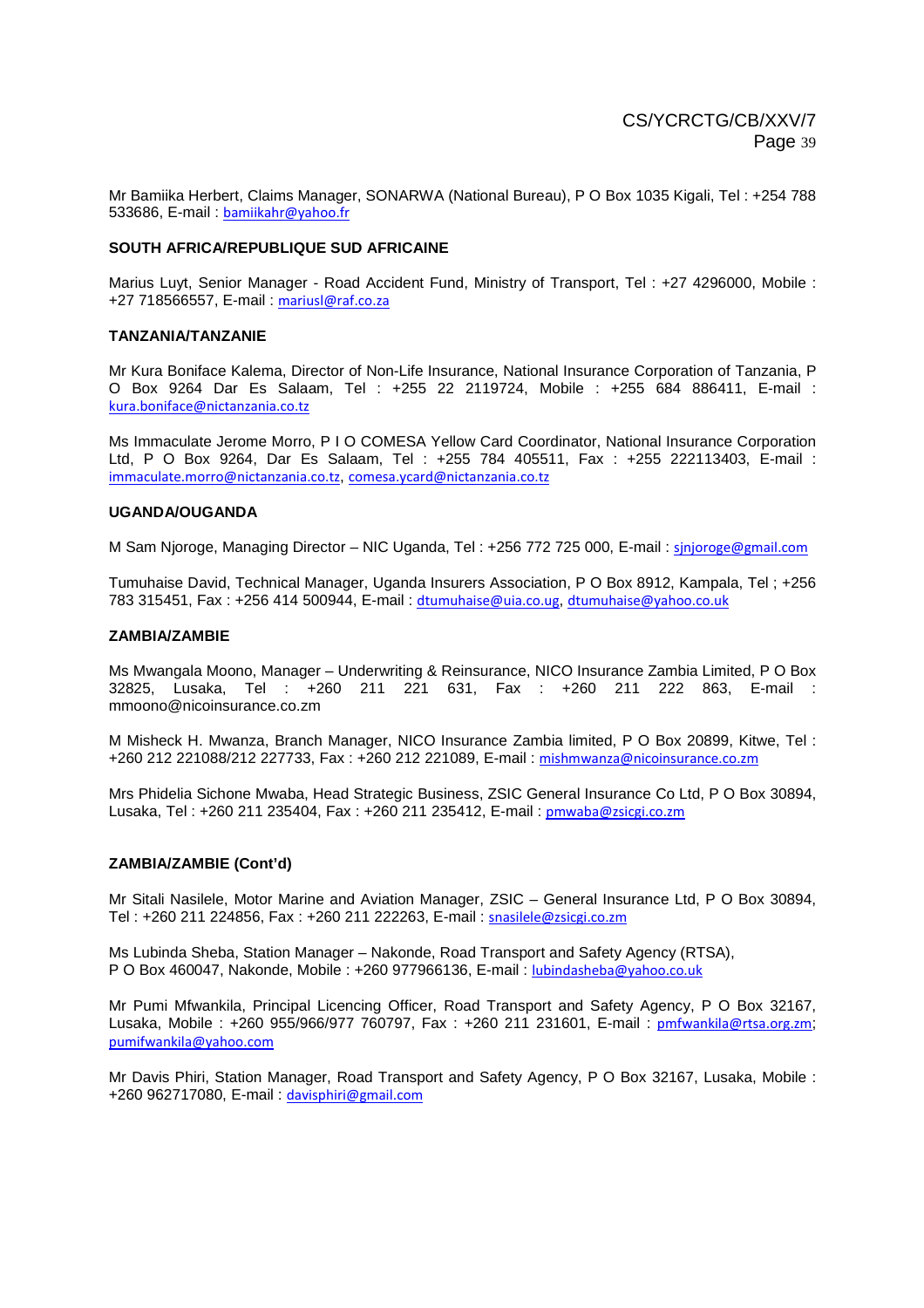Mr Bamiika Herbert, Claims Manager, SONARWA (National Bureau), P O Box 1035 Kigali, Tel : +254 788 533686, E-mail : bamiikahr@yahoo.fr

**SOUTH AFRICA/REPUBLIQUE SUD AFRICAINE**

Marius Luyt, Senior Manager - Road Accident Fund, Ministry of Transport, Tel : +27 4296000, Mobile : +27 718566557, E-mail : mariusl@raf.co.za

**TANZANIA/TANZANIE**

Mr Kura Boniface Kalema, Director of Non-Life Insurance, National Insurance Corporation of Tanzania, P O Box 9264 Dar Es Salaam, Tel : +255 22 2119724, Mobile : +255 684 886411, E-mail : kura.boniface@nictanzania.co.tz

Ms Immaculate Jerome Morro, P I O COMESA Yellow Card Coordinator, National Insurance Corporation Ltd, P O Box 9264, Dar Es Salaam, Tel : +255 784 405511, Fax : +255 222113403, E-mail : immaculate.morro@nictanzania.co.tz, comesa.ycard@nictanzania.co.tz

**UGANDA/OUGANDA**

M Sam Njoroge, Managing Director – NIC Uganda, Tel : +256 772 725 000, E-mail : sjnjoroge@gmail.com

Tumuhaise David, Technical Manager, Uganda Insurers Association, P O Box 8912, Kampala, Tel ; +256 783 315451, Fax : +256 414 500944, E-mail : dtumuhaise@uia.co.ug, dtumuhaise@yahoo.co.uk

**ZAMBIA/ZAMBIE**

Ms Mwangala Moono, Manager – Underwriting & Reinsurance, NICO Insurance Zambia Limited, P O Box 32825, Lusaka, Tel : +260 211 221 631, Fax : +260 211 222 863, E-mail : mmoono@nicoinsurance.co.zm

M Misheck H. Mwanza, Branch Manager, NICO Insurance Zambia limited, P O Box 20899, Kitwe, Tel : +260 212 221088/212 227733, Fax : +260 212 221089, E-mail : mishmwanza@nicoinsurance.co.zm

Mrs Phidelia Sichone Mwaba, Head Strategic Business, ZSIC General Insurance Co Ltd, P O Box 30894, Lusaka, Tel : +260 211 235404, Fax : +260 211 235412, E-mail : pmwaba@zsicgi.co.zm

**ZAMBIA/ZAMBIE (Cont'd)**

Mr Sitali Nasilele, Motor Marine and Aviation Manager, ZSIC – General Insurance Ltd, P O Box 30894, Tel : +260 211 224856, Fax : +260 211 222263, E-mail : snasilele@zsicgi.co.zm

Ms Lubinda Sheba, Station Manager – Nakonde, Road Transport and Safety Agency (RTSA), P O Box 460047, Nakonde, Mobile : +260 977966136, E-mail : lubindasheba@yahoo.co.uk

Mr Pumi Mfwankila, Principal Licencing Officer, Road Transport and Safety Agency, P O Box 32167, Lusaka, Mobile : +260 955/966/977 760797, Fax : +260 211 231601, E-mail : pmfwankila@rtsa.org.zm; pumifwankila@yahoo.com

Mr Davis Phiri, Station Manager, Road Transport and Safety Agency, P O Box 32167, Lusaka, Mobile : +260 962717080, E-mail : davisphiri@gmail.com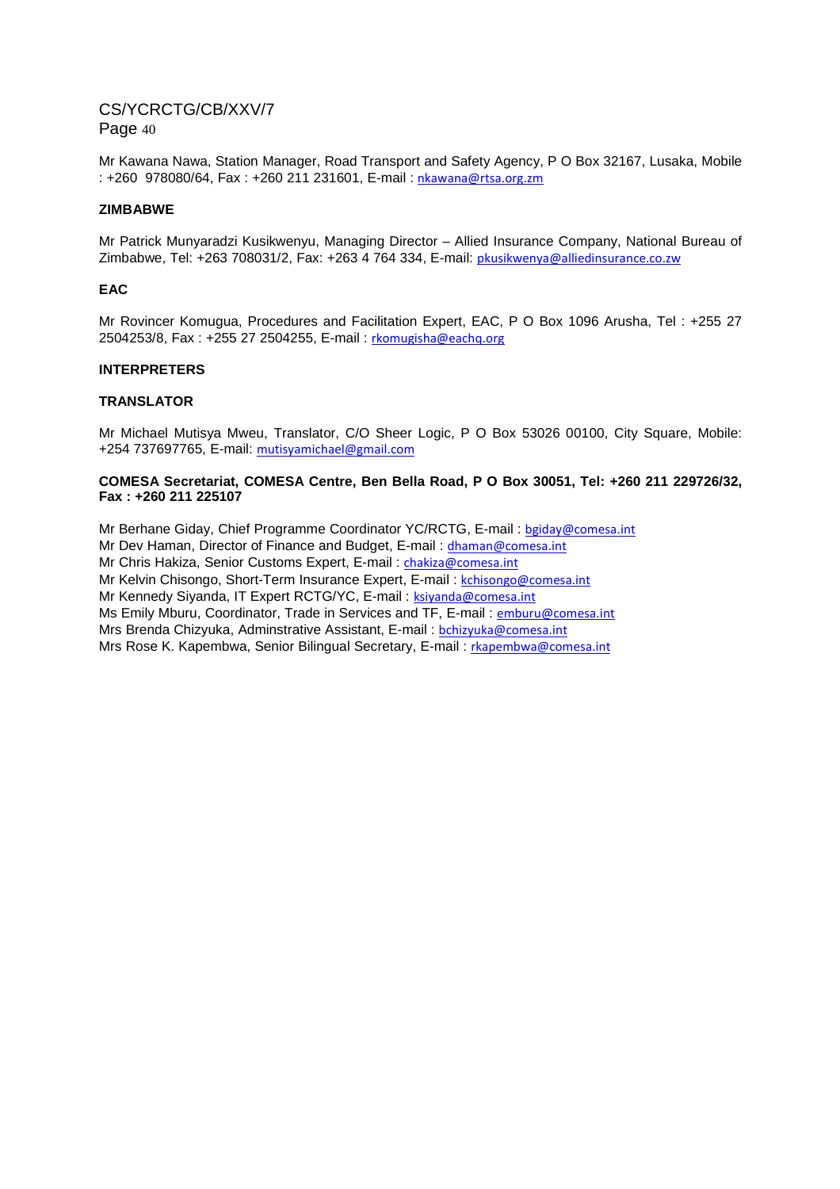Mr Kawana Nawa, Station Manager, Road Transport and Safety Agency, P O Box 32167, Lusaka, Mobile : +260  978080/64, Fax : +260 211 231601, E-mail : nkawana@rtsa.org.zm

**ZIMBABWE**

Mr Patrick Munyaradzi Kusikwenyu, Managing Director – Allied Insurance Company, National Bureau of Zimbabwe, Tel: +263 708031/2, Fax: +263 4 764 334, E-mail: pkusikwenya@alliedinsurance.co.zw

**EAC**

Mr Rovincer Komugua, Procedures and Facilitation Expert, EAC, P O Box 1096 Arusha, Tel : +255 27 2504253/8, Fax : +255 27 2504255, E-mail : rkomugisha@eachq.org

**INTERPRETERS**

**TRANSLATOR**

Mr Michael Mutisya Mweu, Translator, C/O Sheer Logic, P O Box 53026 00100, City Square, Mobile: +254 737697765, E-mail: mutisyamichael@gmail.com

**COMESA Secretariat, COMESA Centre, Ben Bella Road, P O Box 30051, Tel: +260 211 229726/32, Fax : +260 211 225107**

Mr Berhane Giday, Chief Programme Coordinator YC/RCTG, E-mail : bgiday@comesa.int
Mr Dev Haman, Director of Finance and Budget, E-mail : dhaman@comesa.int
Mr Chris Hakiza, Senior Customs Expert, E-mail : chakiza@comesa.int
Mr Kelvin Chisongo, Short-Term Insurance Expert, E-mail : kchisongo@comesa.int
Mr Kennedy Siyanda, IT Expert RCTG/YC, E-mail : ksiyanda@comesa.int
Ms Emily Mburu, Coordinator, Trade in Services and TF, E-mail : emburu@comesa.int
Mrs Brenda Chizyuka, Adminstrative Assistant, E-mail : bchizyuka@comesa.int
Mrs Rose K. Kapembwa, Senior Bilingual Secretary, E-mail : rkapembwa@comesa.int